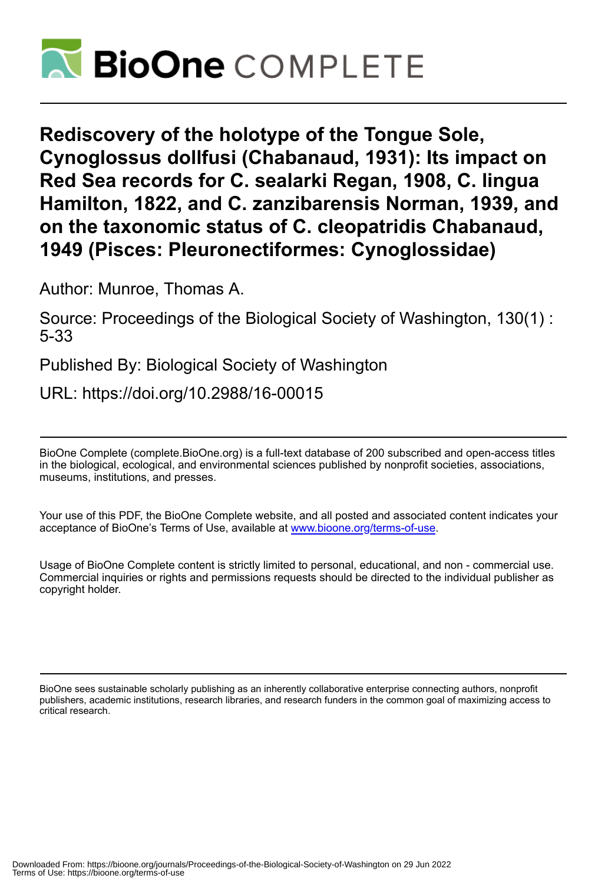# Rediscovery of the holotype of the Tongue Sole, Cynoglossus dollfusi (Chabanaud, 1931): Its impact on Red Sea records for C. sealarki Regan, 1908, C. lingua Hamilton, 1822, and C. zanzibarensis Norman, 1939, and on the taxonomic status of C. cleopatridis Chabanaud, 1949 (Pisces: Pleuronectiformes: Cynoglossidae)

Author: Munroe, Thomas A.

Source: Proceedings of the Biological Society of Washington, 130(1) : 5-33

Published By: Biological Society of Washington

URL: https://doi.org/10.2988/16-00015

BioOne Complete (complete.BioOne.org) is a full-text database of 200 subscribed and open-access titles in the biological, ecological, and environmental sciences published by nonprofit societies, associations, museums, institutions, and presses.

Your use of this PDF, the BioOne Complete website, and all posted and associated content indicates your acceptance of BioOne's Terms of Use, available at www.bioone.org/terms-of-use.

Usage of BioOne Complete content is strictly limited to personal, educational, and non - commercial use. Commercial inquiries or rights and permissions requests should be directed to the individual publisher as copyright holder.

BioOne sees sustainable scholarly publishing as an inherently collaborative enterprise connecting authors, nonprofit publishers, academic institutions, research libraries, and research funders in the common goal of maximizing access to critical research.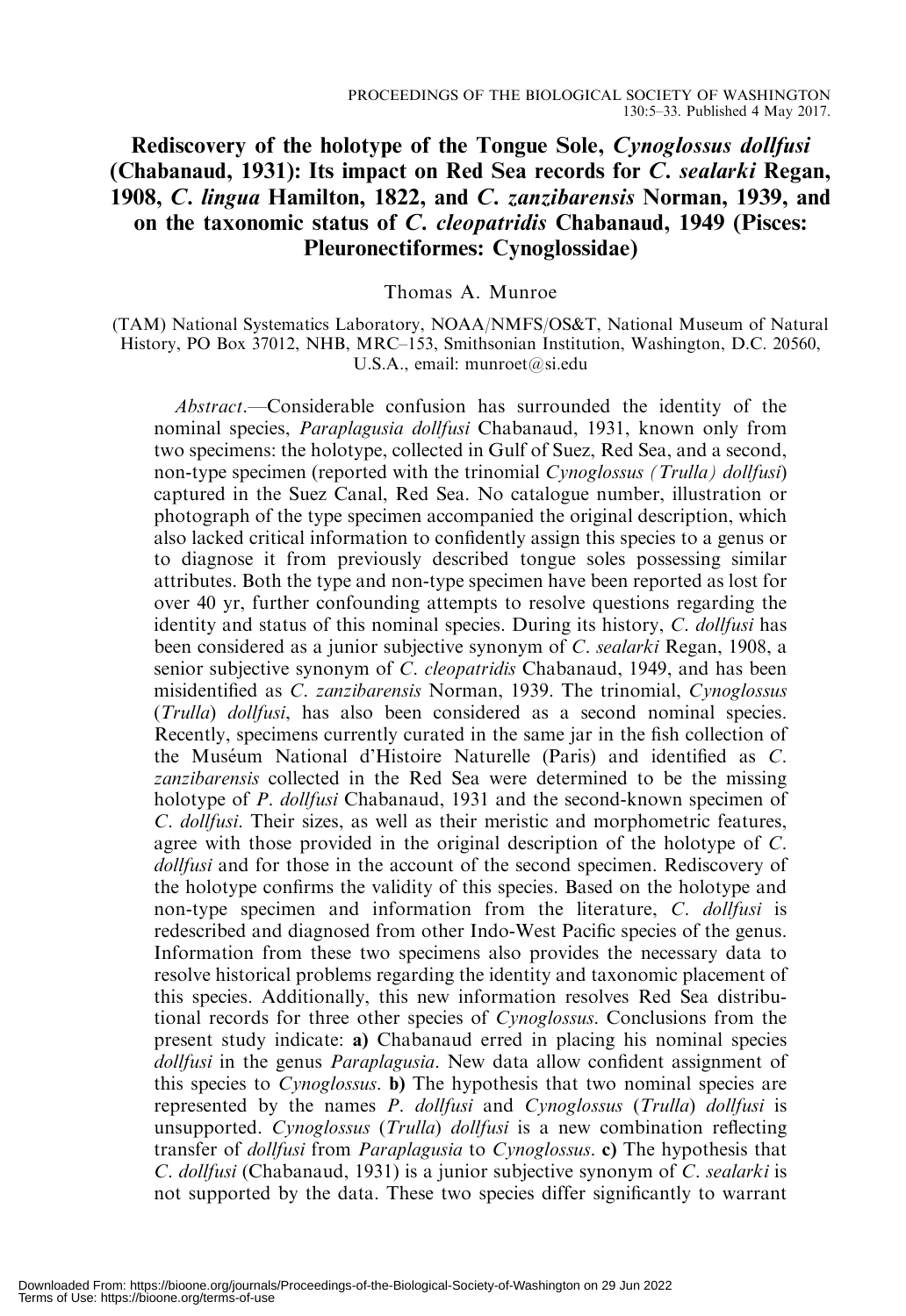# Rediscovery of the holotype of the Tongue Sole, *Cynoglossus dollfusi* (Chabanaud, 1931): Its impact on Red Sea records for *C. sealarki* Regan, 1908, *C. lingua* Hamilton, 1822, and *C. zanzibarensis* Norman, 1939, and on the taxonomic status of *C. cleopatridis* Chabanaud, 1949 (Pisces: Pleuronectiformes: Cynoglossidae)

Thomas A. Munroe

(TAM) National Systematics Laboratory, NOAA/NMFS/OS&T, National Museum of Natural History, PO Box 37012, NHB, MRC–153, Smithsonian Institution, Washington, D.C. 20560, U.S.A., email: munroet@si.edu

*Abstract*.—Considerable confusion has surrounded the identity of the nominal species, *Paraplagusia dollfusi* Chabanaud, 1931, known only from two specimens: the holotype, collected in Gulf of Suez, Red Sea, and a second, non-type specimen (reported with the trinomial *Cynoglossus (Trulla) dollfusi*) captured in the Suez Canal, Red Sea. No catalogue number, illustration or photograph of the type specimen accompanied the original description, which also lacked critical information to confidently assign this species to a genus or to diagnose it from previously described tongue soles possessing similar attributes. Both the type and non-type specimen have been reported as lost for over 40 yr, further confounding attempts to resolve questions regarding the identity and status of this nominal species. During its history, *C. dollfusi* has been considered as a junior subjective synonym of *C. sealarki* Regan, 1908, a senior subjective synonym of *C. cleopatridis* Chabanaud, 1949, and has been misidentified as *C. zanzibarensis* Norman, 1939. The trinomial, *Cynoglossus* (*Trulla*) *dollfusi*, has also been considered as a second nominal species. Recently, specimens currently curated in the same jar in the fish collection of the Muséum National d'Histoire Naturelle (Paris) and identified as *C. zanzibarensis* collected in the Red Sea were determined to be the missing holotype of *P. dollfusi* Chabanaud, 1931 and the second-known specimen of *C. dollfusi*. Their sizes, as well as their meristic and morphometric features, agree with those provided in the original description of the holotype of *C. dollfusi* and for those in the account of the second specimen. Rediscovery of the holotype confirms the validity of this species. Based on the holotype and non-type specimen and information from the literature, *C. dollfusi* is redescribed and diagnosed from other Indo-West Pacific species of the genus. Information from these two specimens also provides the necessary data to resolve historical problems regarding the identity and taxonomic placement of this species. Additionally, this new information resolves Red Sea distributional records for three other species of *Cynoglossus*. Conclusions from the present study indicate: **a)** Chabanaud erred in placing his nominal species *dollfusi* in the genus *Paraplagusia*. New data allow confident assignment of this species to *Cynoglossus*. **b)** The hypothesis that two nominal species are represented by the names *P. dollfusi* and *Cynoglossus* (*Trulla*) *dollfusi* is unsupported. *Cynoglossus* (*Trulla*) *dollfusi* is a new combination reflecting transfer of *dollfusi* from *Paraplagusia* to *Cynoglossus*. **c)** The hypothesis that *C. dollfusi* (Chabanaud, 1931) is a junior subjective synonym of *C. sealarki* is not supported by the data. These two species differ significantly to warrant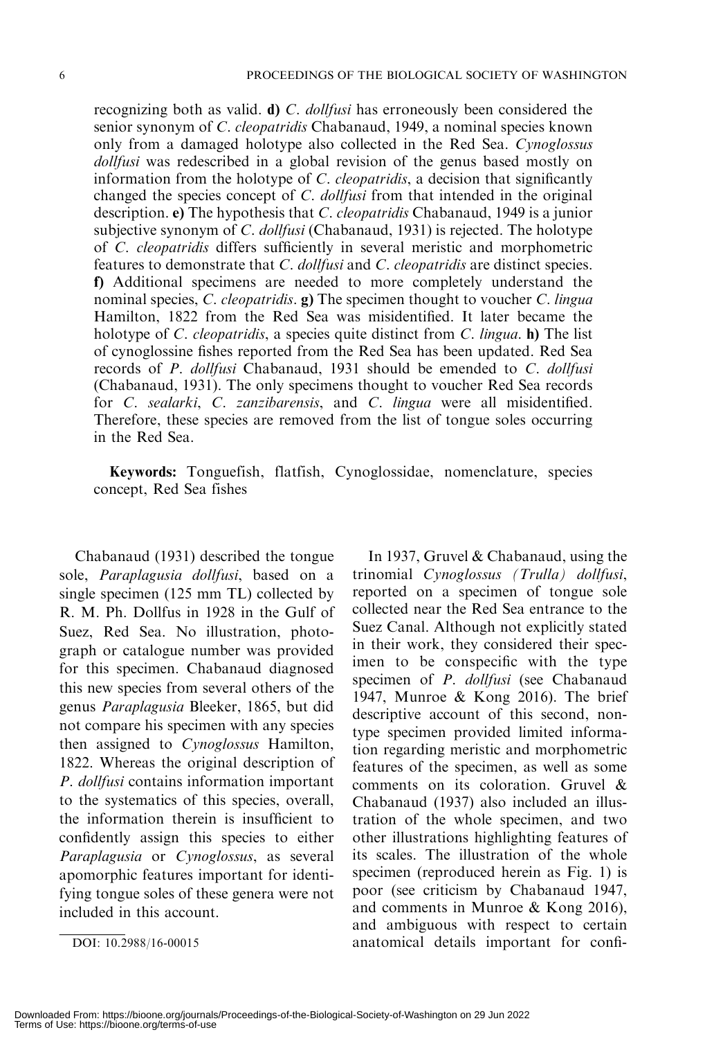recognizing both as valid. **d)** *C. dollfusi* has erroneously been considered the senior synonym of *C. cleopatridis* Chabanaud, 1949, a nominal species known only from a damaged holotype also collected in the Red Sea. *Cynoglossus dollfusi* was redescribed in a global revision of the genus based mostly on information from the holotype of *C. cleopatridis*, a decision that significantly changed the species concept of *C. dollfusi* from that intended in the original description. **e)** The hypothesis that *C. cleopatridis* Chabanaud, 1949 is a junior subjective synonym of *C. dollfusi* (Chabanaud, 1931) is rejected. The holotype of *C. cleopatridis* differs sufficiently in several meristic and morphometric features to demonstrate that *C. dollfusi* and *C. cleopatridis* are distinct species. **f)** Additional specimens are needed to more completely understand the nominal species, *C. cleopatridis*. **g)** The specimen thought to voucher *C. lingua* Hamilton, 1822 from the Red Sea was misidentified. It later became the holotype of *C. cleopatridis*, a species quite distinct from *C. lingua*. **h)** The list of cynoglossine fishes reported from the Red Sea has been updated. Red Sea records of *P. dollfusi* Chabanaud, 1931 should be emended to *C. dollfusi* (Chabanaud, 1931). The only specimens thought to voucher Red Sea records for *C. sealarki*, *C. zanzibarensis*, and *C. lingua* were all misidentified. Therefore, these species are removed from the list of tongue soles occurring in the Red Sea.

**Keywords:** Tonguefish, flatfish, Cynoglossidae, nomenclature, species concept, Red Sea fishes

Chabanaud (1931) described the tongue sole, *Paraplagusia dollfusi*, based on a single specimen (125 mm TL) collected by R. M. Ph. Dollfus in 1928 in the Gulf of Suez, Red Sea. No illustration, photograph or catalogue number was provided for this specimen. Chabanaud diagnosed this new species from several others of the genus *Paraplagusia* Bleeker, 1865, but did not compare his specimen with any species then assigned to *Cynoglossus* Hamilton, 1822. Whereas the original description of *P. dollfusi* contains information important to the systematics of this species, overall, the information therein is insufficient to confidently assign this species to either *Paraplagusia* or *Cynoglossus*, as several apomorphic features important for identifying tongue soles of these genera were not included in this account.

In 1937, Gruvel & Chabanaud, using the trinomial *Cynoglossus (Trulla) dollfusi*, reported on a specimen of tongue sole collected near the Red Sea entrance to the Suez Canal. Although not explicitly stated in their work, they considered their specimen to be conspecific with the type specimen of *P. dollfusi* (see Chabanaud 1947, Munroe & Kong 2016). The brief descriptive account of this second, non-type specimen provided limited information regarding meristic and morphometric features of the specimen, as well as some comments on its coloration. Gruvel & Chabanaud (1937) also included an illustration of the whole specimen, and two other illustrations highlighting features of its scales. The illustration of the whole specimen (reproduced herein as Fig. 1) is poor (see criticism by Chabanaud 1947, and comments in Munroe & Kong 2016), and ambiguous with respect to certain anatomical details important for confi-

DOI: 10.2988/16-00015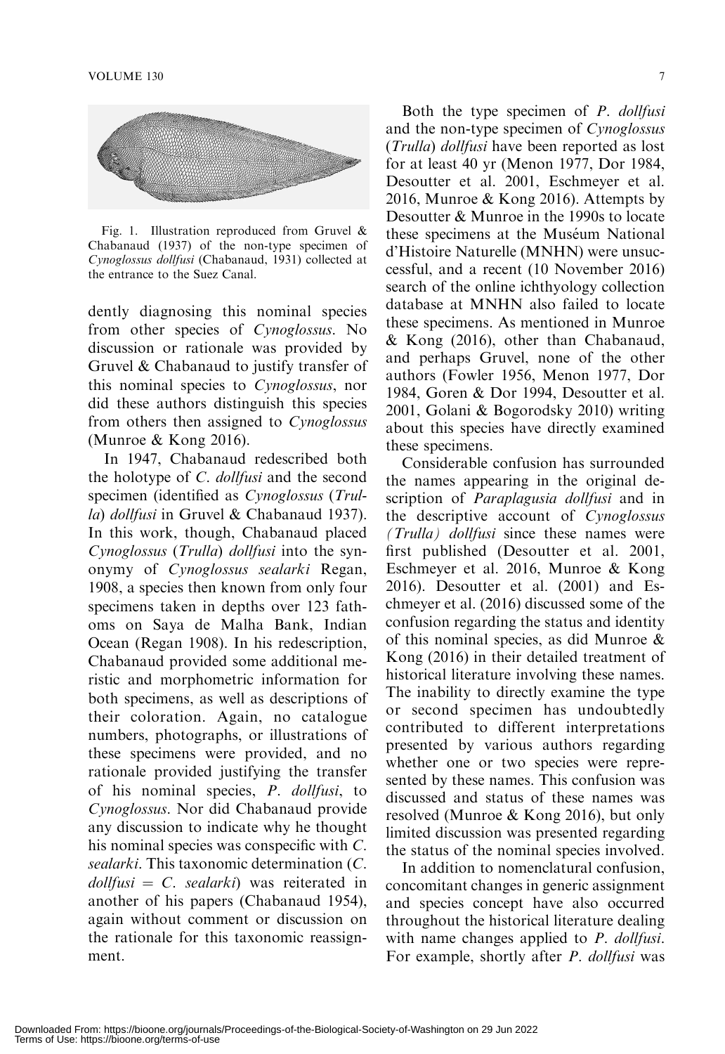Fig. 1. Illustration reproduced from Gruvel & Chabanaud (1937) of the non-type specimen of *Cynoglossus dollfusi* (Chabanaud, 1931) collected at the entrance to the Suez Canal.

dently diagnosing this nominal species from other species of *Cynoglossus*. No discussion or rationale was provided by Gruvel & Chabanaud to justify transfer of this nominal species to *Cynoglossus*, nor did these authors distinguish this species from others then assigned to *Cynoglossus* (Munroe & Kong 2016).

In 1947, Chabanaud redescribed both the holotype of *C. dollfusi* and the second specimen (identified as *Cynoglossus* (*Trulla*) *dollfusi* in Gruvel & Chabanaud 1937). In this work, though, Chabanaud placed *Cynoglossus* (*Trulla*) *dollfusi* into the synonymy of *Cynoglossus sealarki* Regan, 1908, a species then known from only four specimens taken in depths over 123 fathoms on Saya de Malha Bank, Indian Ocean (Regan 1908). In his redescription, Chabanaud provided some additional meristic and morphometric information for both specimens, as well as descriptions of their coloration. Again, no catalogue numbers, photographs, or illustrations of these specimens were provided, and no rationale provided justifying the transfer of his nominal species, *P. dollfusi*, to *Cynoglossus*. Nor did Chabanaud provide any discussion to indicate why he thought his nominal species was conspecific with *C. sealarki*. This taxonomic determination (*C. dollfusi* = *C. sealarki*) was reiterated in another of his papers (Chabanaud 1954), again without comment or discussion on the rationale for this taxonomic reassignment.

Both the type specimen of *P. dollfusi* and the non-type specimen of *Cynoglossus* (*Trulla*) *dollfusi* have been reported as lost for at least 40 yr (Menon 1977, Dor 1984, Desoutter et al. 2001, Eschmeyer et al. 2016, Munroe & Kong 2016). Attempts by Desoutter & Munroe in the 1990s to locate these specimens at the Muséum National d'Histoire Naturelle (MNHN) were unsuccessful, and a recent (10 November 2016) search of the online ichthyology collection database at MNHN also failed to locate these specimens. As mentioned in Munroe & Kong (2016), other than Chabanaud, and perhaps Gruvel, none of the other authors (Fowler 1956, Menon 1977, Dor 1984, Goren & Dor 1994, Desoutter et al. 2001, Golani & Bogorodsky 2010) writing about this species have directly examined these specimens.

Considerable confusion has surrounded the names appearing in the original description of *Paraplagusia dollfusi* and in the descriptive account of *Cynoglossus (Trulla) dollfusi* since these names were first published (Desoutter et al. 2001, Eschmeyer et al. 2016, Munroe & Kong 2016). Desoutter et al. (2001) and Eschmeyer et al. (2016) discussed some of the confusion regarding the status and identity of this nominal species, as did Munroe & Kong (2016) in their detailed treatment of historical literature involving these names. The inability to directly examine the type or second specimen has undoubtedly contributed to different interpretations presented by various authors regarding whether one or two species were represented by these names. This confusion was discussed and status of these names was resolved (Munroe & Kong 2016), but only limited discussion was presented regarding the status of the nominal species involved.

In addition to nomenclatural confusion, concomitant changes in generic assignment and species concept have also occurred throughout the historical literature dealing with name changes applied to *P. dollfusi*. For example, shortly after *P. dollfusi* was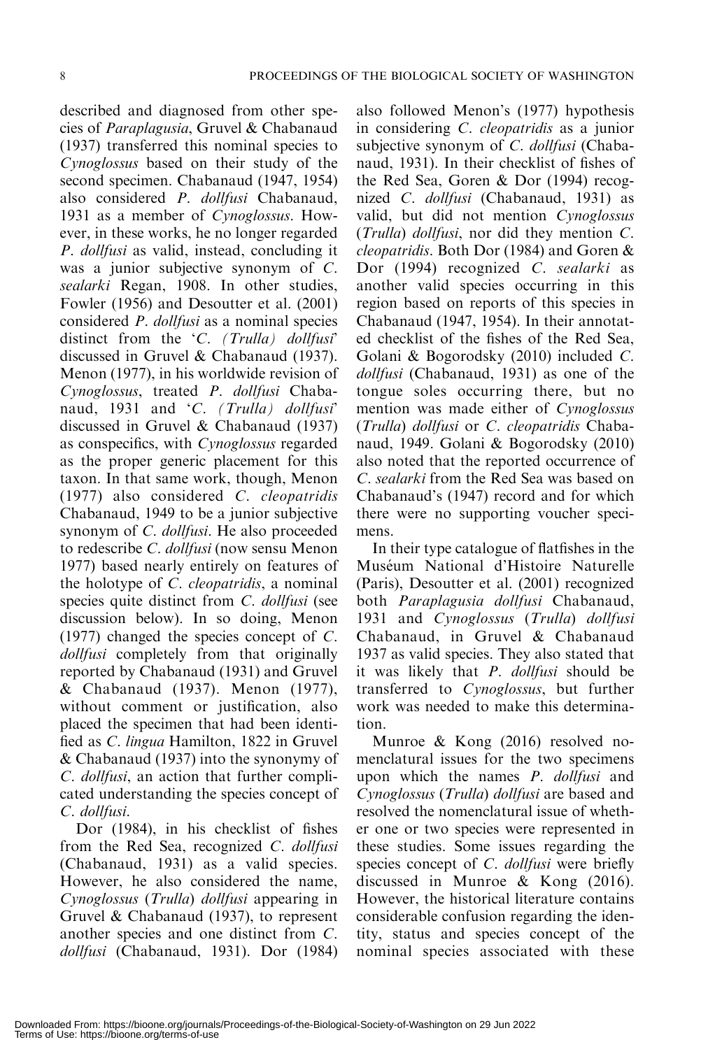described and diagnosed from other species of *Paraplagusia*, Gruvel & Chabanaud (1937) transferred this nominal species to *Cynoglossus* based on their study of the second specimen. Chabanaud (1947, 1954) also considered *P. dollfusi* Chabanaud, 1931 as a member of *Cynoglossus*. However, in these works, he no longer regarded *P. dollfusi* as valid, instead, concluding it was a junior subjective synonym of *C. sealarki* Regan, 1908. In other studies, Fowler (1956) and Desoutter et al. (2001) considered *P. dollfusi* as a nominal species distinct from the '*C. (Trulla) dollfusi*' discussed in Gruvel & Chabanaud (1937). Menon (1977), in his worldwide revision of *Cynoglossus*, treated *P. dollfusi* Chabanaud, 1931 and '*C. (Trulla) dollfusi*' discussed in Gruvel & Chabanaud (1937) as conspecifics, with *Cynoglossus* regarded as the proper generic placement for this taxon. In that same work, though, Menon (1977) also considered *C. cleopatridis* Chabanaud, 1949 to be a junior subjective synonym of *C. dollfusi*. He also proceeded to redescribe *C. dollfusi* (now sensu Menon 1977) based nearly entirely on features of the holotype of *C. cleopatridis*, a nominal species quite distinct from *C. dollfusi* (see discussion below). In so doing, Menon (1977) changed the species concept of *C. dollfusi* completely from that originally reported by Chabanaud (1931) and Gruvel & Chabanaud (1937). Menon (1977), without comment or justification, also placed the specimen that had been identified as *C. lingua* Hamilton, 1822 in Gruvel & Chabanaud (1937) into the synonymy of *C. dollfusi*, an action that further complicated understanding the species concept of *C. dollfusi*.

Dor (1984), in his checklist of fishes from the Red Sea, recognized *C. dollfusi* (Chabanaud, 1931) as a valid species. However, he also considered the name, *Cynoglossus* (*Trulla*) *dollfusi* appearing in Gruvel & Chabanaud (1937), to represent another species and one distinct from *C. dollfusi* (Chabanaud, 1931). Dor (1984) also followed Menon's (1977) hypothesis in considering *C. cleopatridis* as a junior subjective synonym of *C. dollfusi* (Chabanaud, 1931). In their checklist of fishes of the Red Sea, Goren & Dor (1994) recognized *C. dollfusi* (Chabanaud, 1931) as valid, but did not mention *Cynoglossus* (*Trulla*) *dollfusi*, nor did they mention *C. cleopatridis*. Both Dor (1984) and Goren & Dor (1994) recognized *C. sealarki* as another valid species occurring in this region based on reports of this species in Chabanaud (1947, 1954). In their annotated checklist of the fishes of the Red Sea, Golani & Bogorodsky (2010) included *C. dollfusi* (Chabanaud, 1931) as one of the tongue soles occurring there, but no mention was made either of *Cynoglossus* (*Trulla*) *dollfusi* or *C. cleopatridis* Chabanaud, 1949. Golani & Bogorodsky (2010) also noted that the reported occurrence of *C. sealarki* from the Red Sea was based on Chabanaud's (1947) record and for which there were no supporting voucher specimens.

In their type catalogue of flatfishes in the Muséum National d'Histoire Naturelle (Paris), Desoutter et al. (2001) recognized both *Paraplagusia dollfusi* Chabanaud, 1931 and *Cynoglossus* (*Trulla*) *dollfusi* Chabanaud, in Gruvel & Chabanaud 1937 as valid species. They also stated that it was likely that *P. dollfusi* should be transferred to *Cynoglossus*, but further work was needed to make this determination.

Munroe & Kong (2016) resolved nomenclatural issues for the two specimens upon which the names *P. dollfusi* and *Cynoglossus* (*Trulla*) *dollfusi* are based and resolved the nomenclatural issue of whether one or two species were represented in these studies. Some issues regarding the species concept of *C. dollfusi* were briefly discussed in Munroe & Kong (2016). However, the historical literature contains considerable confusion regarding the identity, status and species concept of the nominal species associated with these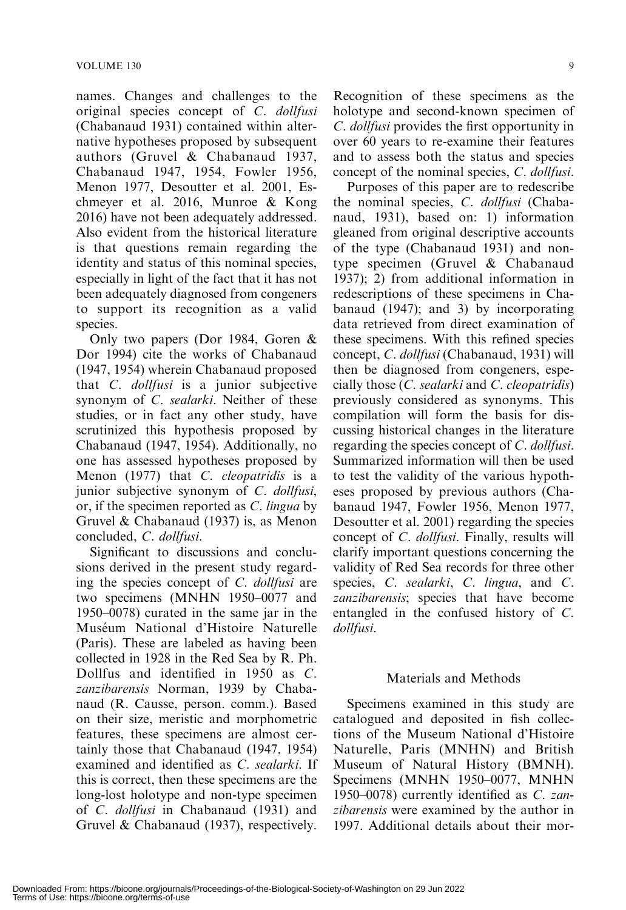names. Changes and challenges to the original species concept of *C. dollfusi* (Chabanaud 1931) contained within alternative hypotheses proposed by subsequent authors (Gruvel & Chabanaud 1937, Chabanaud 1947, 1954, Fowler 1956, Menon 1977, Desoutter et al. 2001, Eschmeyer et al. 2016, Munroe & Kong 2016) have not been adequately addressed. Also evident from the historical literature is that questions remain regarding the identity and status of this nominal species, especially in light of the fact that it has not been adequately diagnosed from congeners to support its recognition as a valid species.

Only two papers (Dor 1984, Goren & Dor 1994) cite the works of Chabanaud (1947, 1954) wherein Chabanaud proposed that *C. dollfusi* is a junior subjective synonym of *C. sealarki*. Neither of these studies, or in fact any other study, have scrutinized this hypothesis proposed by Chabanaud (1947, 1954). Additionally, no one has assessed hypotheses proposed by Menon (1977) that *C. cleopatridis* is a junior subjective synonym of *C. dollfusi*, or, if the specimen reported as *C. lingua* by Gruvel & Chabanaud (1937) is, as Menon concluded, *C. dollfusi*.

Significant to discussions and conclusions derived in the present study regarding the species concept of *C. dollfusi* are two specimens (MNHN 1950–0077 and 1950–0078) curated in the same jar in the Muséum National d'Histoire Naturelle (Paris). These are labeled as having been collected in 1928 in the Red Sea by R. Ph. Dollfus and identified in 1950 as *C. zanzibarensis* Norman, 1939 by Chabanaud (R. Causse, person. comm.). Based on their size, meristic and morphometric features, these specimens are almost certainly those that Chabanaud (1947, 1954) examined and identified as *C. sealarki*. If this is correct, then these specimens are the long-lost holotype and non-type specimen of *C. dollfusi* in Chabanaud (1931) and Gruvel & Chabanaud (1937), respectively. Recognition of these specimens as the holotype and second-known specimen of *C. dollfusi* provides the first opportunity in over 60 years to re-examine their features and to assess both the status and species concept of the nominal species, *C. dollfusi*.

Purposes of this paper are to redescribe the nominal species, *C. dollfusi* (Chabanaud, 1931), based on: 1) information gleaned from original descriptive accounts of the type (Chabanaud 1931) and non-type specimen (Gruvel & Chabanaud 1937); 2) from additional information in redescriptions of these specimens in Chabanaud (1947); and 3) by incorporating data retrieved from direct examination of these specimens. With this refined species concept, *C. dollfusi* (Chabanaud, 1931) will then be diagnosed from congeners, especially those (*C. sealarki* and *C. cleopatridis*) previously considered as synonyms. This compilation will form the basis for discussing historical changes in the literature regarding the species concept of *C. dollfusi*. Summarized information will then be used to test the validity of the various hypotheses proposed by previous authors (Chabanaud 1947, Fowler 1956, Menon 1977, Desoutter et al. 2001) regarding the species concept of *C. dollfusi*. Finally, results will clarify important questions concerning the validity of Red Sea records for three other species, *C. sealarki*, *C. lingua*, and *C. zanzibarensis*; species that have become entangled in the confused history of *C. dollfusi*.

## Materials and Methods

Specimens examined in this study are catalogued and deposited in fish collections of the Museum National d'Histoire Naturelle, Paris (MNHN) and British Museum of Natural History (BMNH). Specimens (MNHN 1950–0077, MNHN 1950–0078) currently identified as *C. zanzibarensis* were examined by the author in 1997. Additional details about their mor-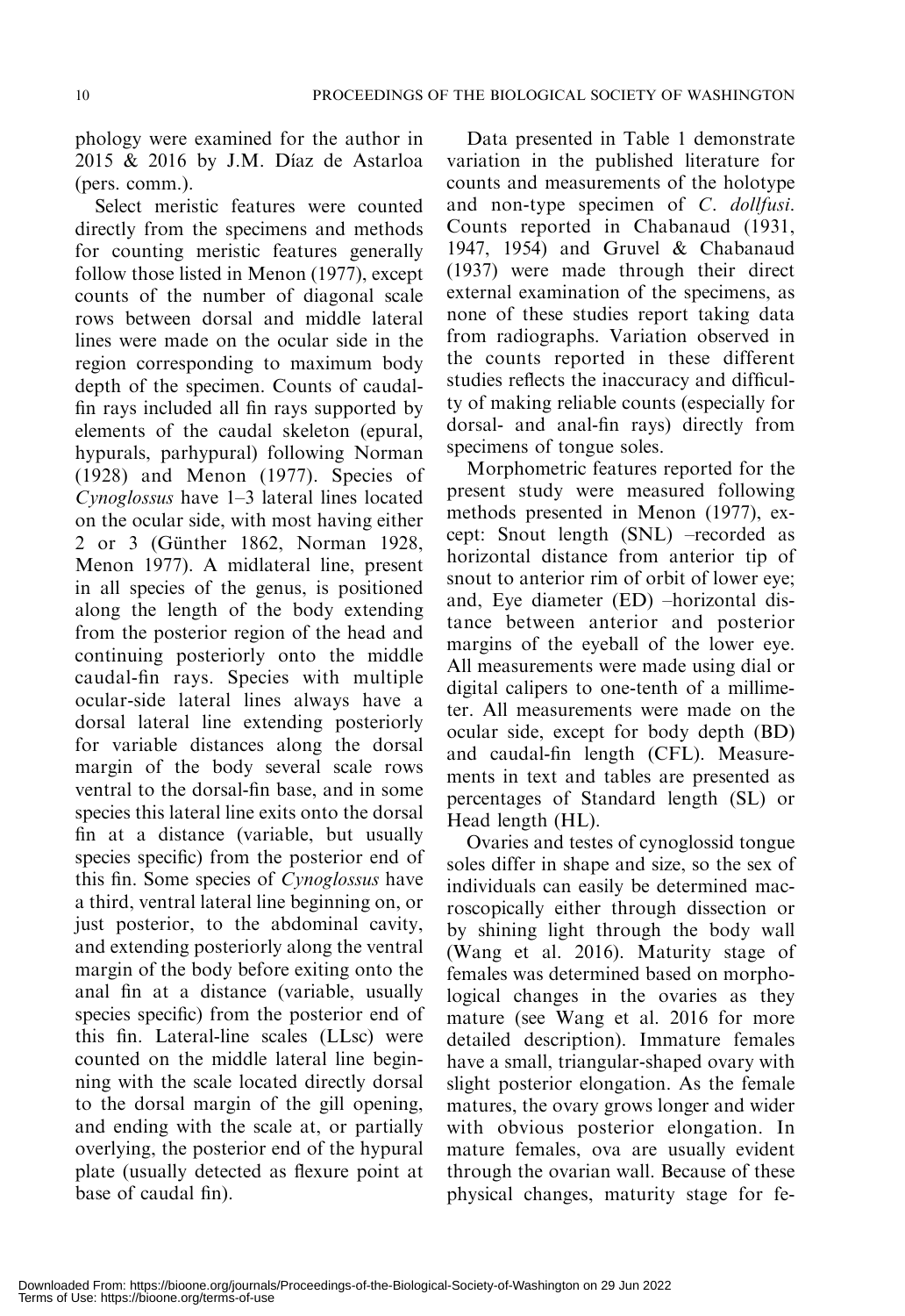phology were examined for the author in 2015 & 2016 by J.M. Díaz de Astarloa (pers. comm.).

Select meristic features were counted directly from the specimens and methods for counting meristic features generally follow those listed in Menon (1977), except counts of the number of diagonal scale rows between dorsal and middle lateral lines were made on the ocular side in the region corresponding to maximum body depth of the specimen. Counts of caudal-fin rays included all fin rays supported by elements of the caudal skeleton (epural, hypurals, parhypural) following Norman (1928) and Menon (1977). Species of *Cynoglossus* have 1–3 lateral lines located on the ocular side, with most having either 2 or 3 (Günther 1862, Norman 1928, Menon 1977). A midlateral line, present in all species of the genus, is positioned along the length of the body extending from the posterior region of the head and continuing posteriorly onto the middle caudal-fin rays. Species with multiple ocular-side lateral lines always have a dorsal lateral line extending posteriorly for variable distances along the dorsal margin of the body several scale rows ventral to the dorsal-fin base, and in some species this lateral line exits onto the dorsal fin at a distance (variable, but usually species specific) from the posterior end of this fin. Some species of *Cynoglossus* have a third, ventral lateral line beginning on, or just posterior, to the abdominal cavity, and extending posteriorly along the ventral margin of the body before exiting onto the anal fin at a distance (variable, usually species specific) from the posterior end of this fin. Lateral-line scales (LLsc) were counted on the middle lateral line beginning with the scale located directly dorsal to the dorsal margin of the gill opening, and ending with the scale at, or partially overlying, the posterior end of the hypural plate (usually detected as flexure point at base of caudal fin).

Data presented in Table 1 demonstrate variation in the published literature for counts and measurements of the holotype and non-type specimen of *C. dollfusi*. Counts reported in Chabanaud (1931, 1947, 1954) and Gruvel & Chabanaud (1937) were made through their direct external examination of the specimens, as none of these studies report taking data from radiographs. Variation observed in the counts reported in these different studies reflects the inaccuracy and difficulty of making reliable counts (especially for dorsal- and anal-fin rays) directly from specimens of tongue soles.

Morphometric features reported for the present study were measured following methods presented in Menon (1977), except: Snout length (SNL) –recorded as horizontal distance from anterior tip of snout to anterior rim of orbit of lower eye; and, Eye diameter (ED) –horizontal distance between anterior and posterior margins of the eyeball of the lower eye. All measurements were made using dial or digital calipers to one-tenth of a millimeter. All measurements were made on the ocular side, except for body depth (BD) and caudal-fin length (CFL). Measurements in text and tables are presented as percentages of Standard length (SL) or Head length (HL).

Ovaries and testes of cynoglossid tongue soles differ in shape and size, so the sex of individuals can easily be determined macroscopically either through dissection or by shining light through the body wall (Wang et al. 2016). Maturity stage of females was determined based on morphological changes in the ovaries as they mature (see Wang et al. 2016 for more detailed description). Immature females have a small, triangular-shaped ovary with slight posterior elongation. As the female matures, the ovary grows longer and wider with obvious posterior elongation. In mature females, ova are usually evident through the ovarian wall. Because of these physical changes, maturity stage for fe-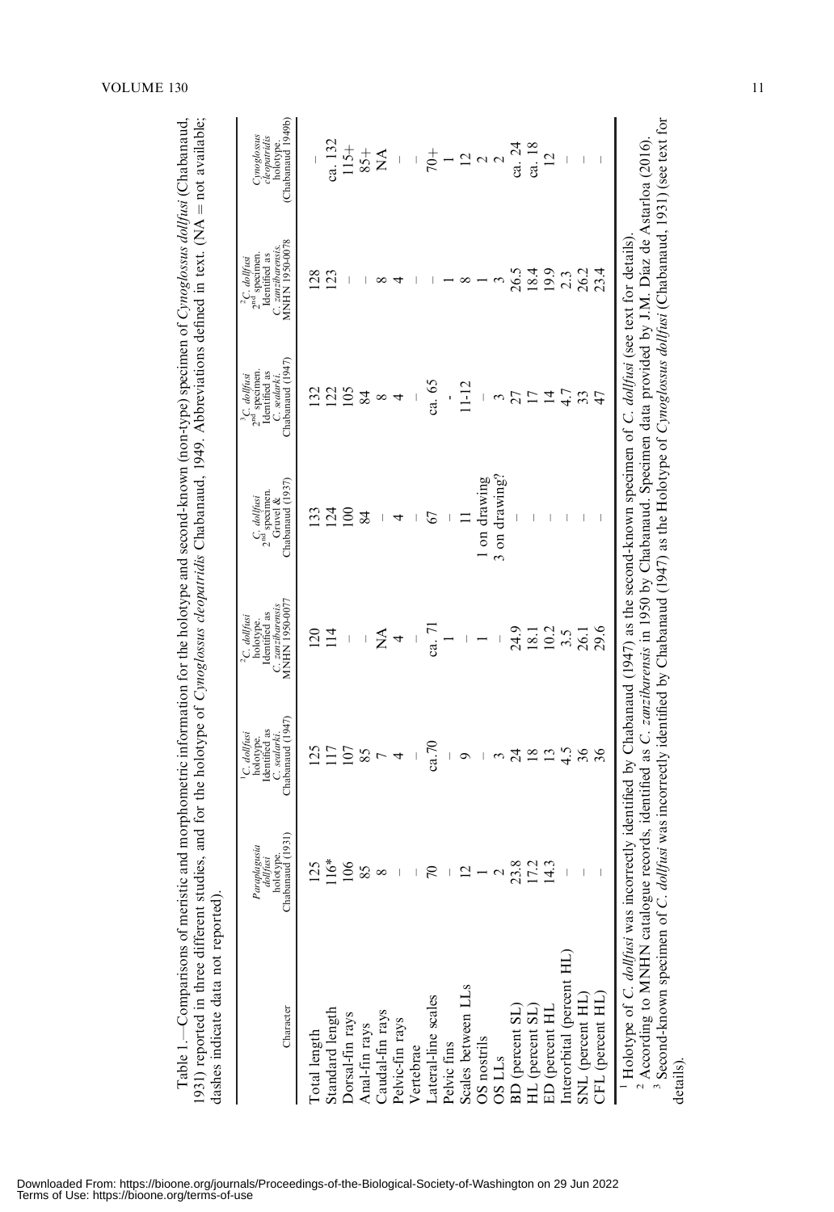Table 1.—Comparisons of meristic and morphometric information for the holotype and second-known (non-type) specimen of *Cynoglossus dollfusi* (Chabanaud, 1931) reported in three different studies, and for the holotype of *Cynoglossus cleopatridis* Chabanaud, 1949. Abbreviations defined in text. (NA = not available; dashes indicate data not reported).

| Character | *Paraplagusia dollfusi* holotype. Chabanaud (1931) | [1]*C. dollfusi* holotype. Identified as *C. sealarki*. Chabanaud (1947) | [2]*C. dollfusi* holotype. Identified as *C. zanzibarensis* MNHN 1950-0077 | *C. dollfusi* 2nd specimen. Gruvel & Chabanaud (1937) | [3]*C. dollfusi* 2nd specimen. Identified as *C. sealarki*. Chabanaud (1947) | [2]*C. dollfusi* 2nd specimen. Identified as *C. zanzibarensis*. MNHN 1950-0078 | *Cynoglossus cleopatridis* holotype. (Chabanaud 1949b) |
|---|---|---|---|---|---|---|---|
| Total length | 125 | 125 | 120 | 133 | 132 | 128 | – |
| Standard length | 116* | 117 | 114 | 124 | 122 | 123 | ca. 132 |
| Dorsal-fin rays | 106 | 107 | – | 100 | 105 | – | 115+ |
| Anal-fin rays | 85 | 85 | – | 84 | 84 | – | 85+ |
| Caudal-fin rays | 8 | 7 | NA | – | 8 | 8 | NA |
| Pelvic-fin rays | – | 4 | 4 | 4 | 4 | 4 | – |
| Vertebrae | – | – | – | – | – | – | – |
| Lateral-line scales | 70 | ca.70 | ca. 71 | 67 | ca. 65 | – | 70+ |
| Pelvic fins | – | – | 1 | – | - | 1 | 1 |
| Scales between LLs | 12 | 9 | – | 11 | 11-12 | 8 | 12 |
| OS nostrils | 1 | – | 1 | 1 on drawing | – | 1 | 2 |
| OS LLs | 2 | 3 | – | 3 on drawing? | 3 | 3 | 2 |
| BD (percent SL) | 23.8 | 24 | 24.9 | – | 27 | 26.5 | ca. 24 |
| HL (percent SL) | 17.2 | 18 | 18.1 | – | 17 | 18.4 | ca. 18 |
| ED (percent HL | 14.3 | 13 | 10.2 | – | 14 | 19.9 | 12 |
| Interorbital (percent HL) | – | 4.5 | 3.5 | – | 4.7 | 2.3 | – |
| SNL (percent HL) | – | 36 | 26.1 | – | 33 | 26.2 | – |
| CFL (percent HL) | – | 36 | 29.6 | – | 47 | 23.4 | – |

[1] Holotype of *C. dollfusi* was incorrectly identified by Chabanaud (1947) as the second-known specimen of *C. dollfusi* (see text for details).
[2] According to MNHN catalogue records, identified as *C. zanzibarensis* in 1950 by Chabanaud. Specimen data provided by J.M. Díaz de Astarloa (2016).
[3] Second-known specimen of *C. dollfusi* was incorrectly identified by Chabanaud (1947) as the Holotype of *Cynoglossus dollfusi* (Chabanaud, 1931) (see text for details).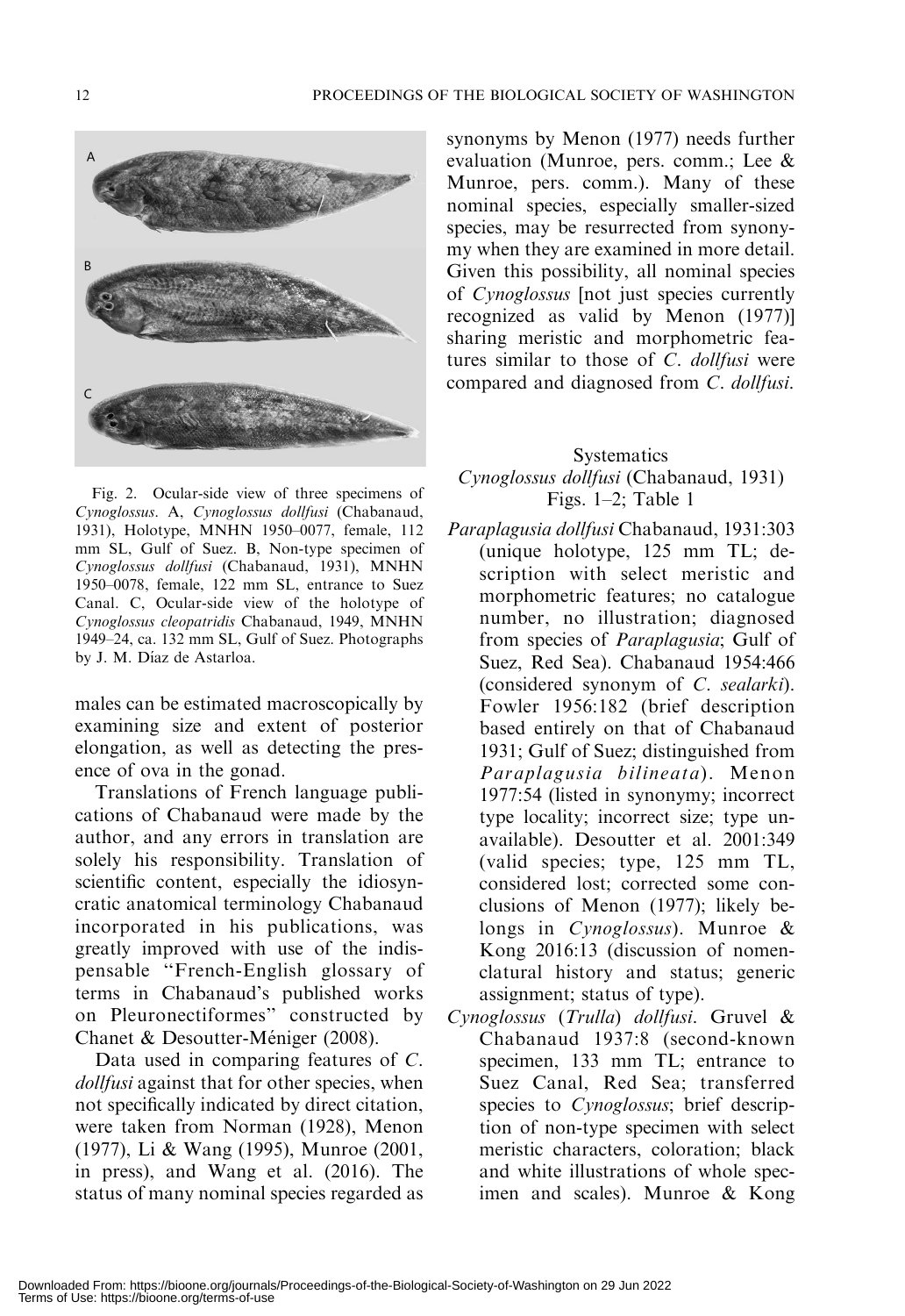Fig. 2. Ocular-side view of three specimens of *Cynoglossus*. A, *Cynoglossus dollfusi* (Chabanaud, 1931), Holotype, MNHN 1950–0077, female, 112 mm SL, Gulf of Suez. B, Non-type specimen of *Cynoglossus dollfusi* (Chabanaud, 1931), MNHN 1950–0078, female, 122 mm SL, entrance to Suez Canal. C, Ocular-side view of the holotype of *Cynoglossus cleopatridis* Chabanaud, 1949, MNHN 1949–24, ca. 132 mm SL, Gulf of Suez. Photographs by J. M. Díaz de Astarloa.

males can be estimated macroscopically by examining size and extent of posterior elongation, as well as detecting the presence of ova in the gonad.

Translations of French language publications of Chabanaud were made by the author, and any errors in translation are solely his responsibility. Translation of scientific content, especially the idiosyncratic anatomical terminology Chabanaud incorporated in his publications, was greatly improved with use of the indispensable "French-English glossary of terms in Chabanaud's published works on Pleuronectiformes" constructed by Chanet & Desoutter-Méniger (2008).

Data used in comparing features of *C. dollfusi* against that for other species, when not specifically indicated by direct citation, were taken from Norman (1928), Menon (1977), Li & Wang (1995), Munroe (2001, in press), and Wang et al. (2016). The status of many nominal species regarded as synonyms by Menon (1977) needs further evaluation (Munroe, pers. comm.; Lee & Munroe, pers. comm.). Many of these nominal species, especially smaller-sized species, may be resurrected from synonymy when they are examined in more detail. Given this possibility, all nominal species of *Cynoglossus* [not just species currently recognized as valid by Menon (1977)] sharing meristic and morphometric features similar to those of *C. dollfusi* were compared and diagnosed from *C. dollfusi*.

## Systematics

### *Cynoglossus dollfusi* (Chabanaud, 1931)
Figs. 1–2; Table 1

*Paraplagusia dollfusi* Chabanaud, 1931:303 (unique holotype, 125 mm TL; description with select meristic and morphometric features; no catalogue number, no illustration; diagnosed from species of *Paraplagusia*; Gulf of Suez, Red Sea). Chabanaud 1954:466 (considered synonym of *C. sealarki*). Fowler 1956:182 (brief description based entirely on that of Chabanaud 1931; Gulf of Suez; distinguished from *Paraplagusia bilineata*). Menon 1977:54 (listed in synonymy; incorrect type locality; incorrect size; type unavailable). Desoutter et al. 2001:349 (valid species; type, 125 mm TL, considered lost; corrected some conclusions of Menon (1977); likely belongs in *Cynoglossus*). Munroe & Kong 2016:13 (discussion of nomenclatural history and status; generic assignment; status of type).

*Cynoglossus* (*Trulla*) *dollfusi*. Gruvel & Chabanaud 1937:8 (second-known specimen, 133 mm TL; entrance to Suez Canal, Red Sea; transferred species to *Cynoglossus*; brief description of non-type specimen with select meristic characters, coloration; black and white illustrations of whole specimen and scales). Munroe & Kong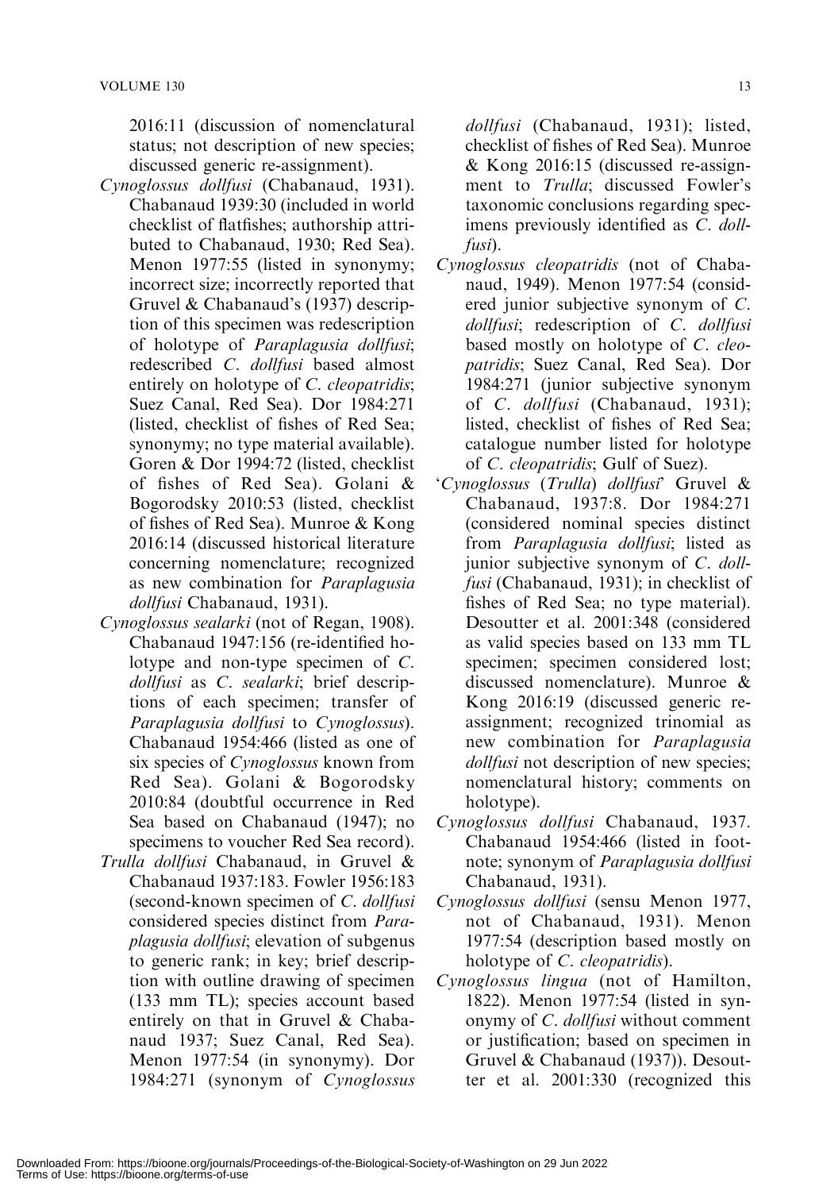2016:11 (discussion of nomenclatural status; not description of new species; discussed generic re-assignment).

*Cynoglossus dollfusi* (Chabanaud, 1931). Chabanaud 1939:30 (included in world checklist of flatfishes; authorship attributed to Chabanaud, 1930; Red Sea). Menon 1977:55 (listed in synonymy; incorrect size; incorrectly reported that Gruvel & Chabanaud's (1937) description of this specimen was redescription of holotype of *Paraplagusia dollfusi*; redescribed *C. dollfusi* based almost entirely on holotype of *C. cleopatridis*; Suez Canal, Red Sea). Dor 1984:271 (listed, checklist of fishes of Red Sea; synonymy; no type material available). Goren & Dor 1994:72 (listed, checklist of fishes of Red Sea). Golani & Bogorodsky 2010:53 (listed, checklist of fishes of Red Sea). Munroe & Kong 2016:14 (discussed historical literature concerning nomenclature; recognized as new combination for *Paraplagusia dollfusi* Chabanaud, 1931).

*Cynoglossus sealarki* (not of Regan, 1908). Chabanaud 1947:156 (re-identified holotype and non-type specimen of *C. dollfusi* as *C. sealarki*; brief descriptions of each specimen; transfer of *Paraplagusia dollfusi* to *Cynoglossus*). Chabanaud 1954:466 (listed as one of six species of *Cynoglossus* known from Red Sea). Golani & Bogorodsky 2010:84 (doubtful occurrence in Red Sea based on Chabanaud (1947); no specimens to voucher Red Sea record).

*Trulla dollfusi* Chabanaud, in Gruvel & Chabanaud 1937:183. Fowler 1956:183 (second-known specimen of *C. dollfusi* considered species distinct from *Paraplagusia dollfusi*; elevation of subgenus to generic rank; in key; brief description with outline drawing of specimen (133 mm TL); species account based entirely on that in Gruvel & Chabanaud 1937; Suez Canal, Red Sea). Menon 1977:54 (in synonymy). Dor 1984:271 (synonym of *Cynoglossus dollfusi* (Chabanaud, 1931); listed, checklist of fishes of Red Sea). Munroe & Kong 2016:15 (discussed re-assignment to *Trulla*; discussed Fowler's taxonomic conclusions regarding specimens previously identified as *C. dollfusi*).

*Cynoglossus cleopatridis* (not of Chabanaud, 1949). Menon 1977:54 (considered junior subjective synonym of *C. dollfusi*; redescription of *C. dollfusi* based mostly on holotype of *C. cleopatridis*; Suez Canal, Red Sea). Dor 1984:271 (junior subjective synonym of *C. dollfusi* (Chabanaud, 1931); listed, checklist of fishes of Red Sea; catalogue number listed for holotype of *C. cleopatridis*; Gulf of Suez).

'*Cynoglossus* (*Trulla*) *dollfusi*' Gruvel & Chabanaud, 1937:8. Dor 1984:271 (considered nominal species distinct from *Paraplagusia dollfusi*; listed as junior subjective synonym of *C. dollfusi* (Chabanaud, 1931); in checklist of fishes of Red Sea; no type material). Desoutter et al. 2001:348 (considered as valid species based on 133 mm TL specimen; specimen considered lost; discussed nomenclature). Munroe & Kong 2016:19 (discussed generic re-assignment; recognized trinomial as new combination for *Paraplagusia dollfusi* not description of new species; nomenclatural history; comments on holotype).

*Cynoglossus dollfusi* Chabanaud, 1937. Chabanaud 1954:466 (listed in footnote; synonym of *Paraplagusia dollfusi* Chabanaud, 1931).

*Cynoglossus dollfusi* (sensu Menon 1977, not of Chabanaud, 1931). Menon 1977:54 (description based mostly on holotype of *C. cleopatridis*).

*Cynoglossus lingua* (not of Hamilton, 1822). Menon 1977:54 (listed in synonymy of *C. dollfusi* without comment or justification; based on specimen in Gruvel & Chabanaud (1937)). Desoutter et al. 2001:330 (recognized this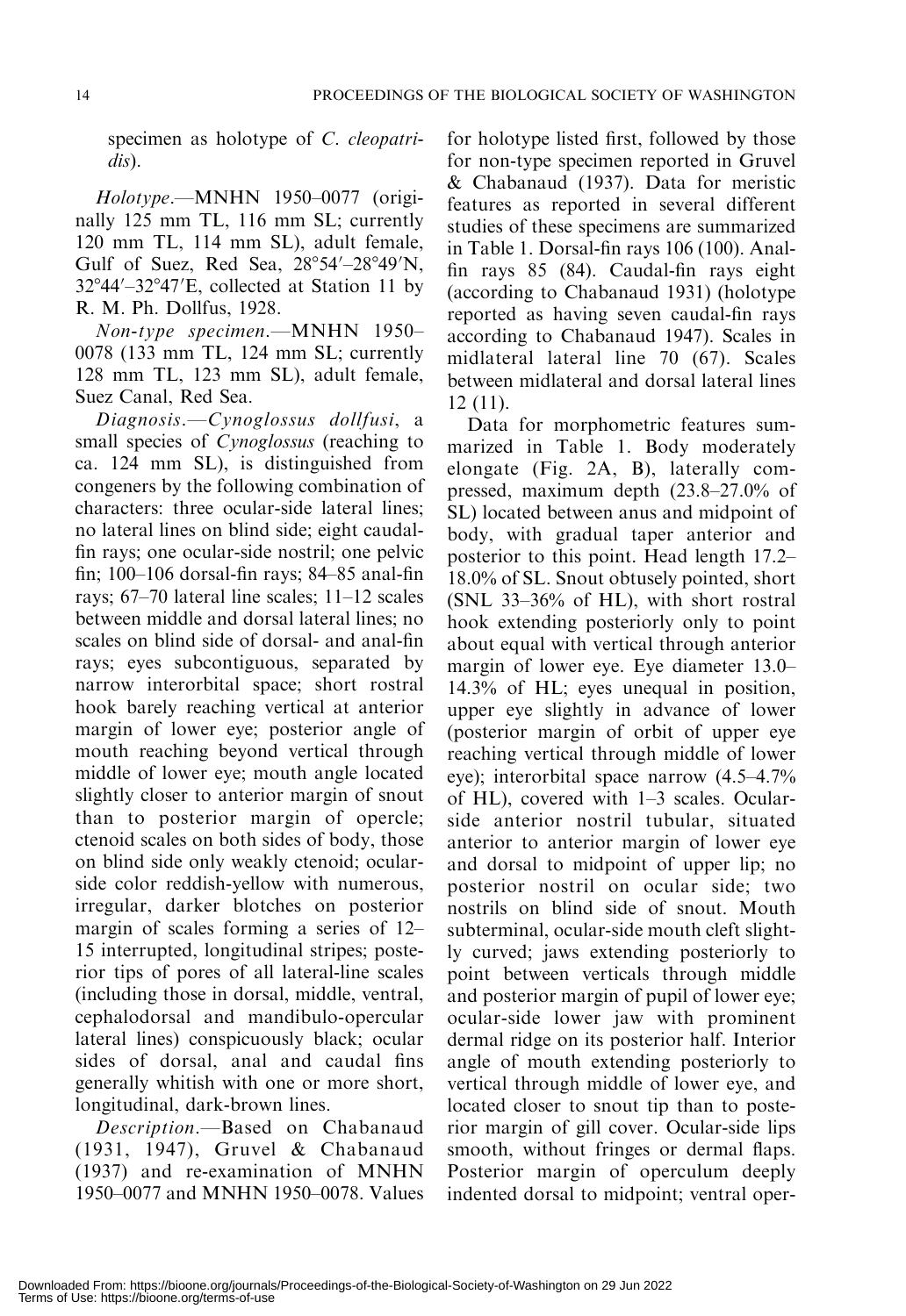specimen as holotype of *C. cleopatridis*).

*Holotype*.—MNHN 1950–0077 (originally 125 mm TL, 116 mm SL; currently 120 mm TL, 114 mm SL), adult female, Gulf of Suez, Red Sea, 28°54′–28°49′N, 32°44′–32°47′E, collected at Station 11 by R. M. Ph. Dollfus, 1928.

*Non-type specimen*.—MNHN 1950–0078 (133 mm TL, 124 mm SL; currently 128 mm TL, 123 mm SL), adult female, Suez Canal, Red Sea.

*Diagnosis*.—*Cynoglossus dollfusi*, a small species of *Cynoglossus* (reaching to ca. 124 mm SL), is distinguished from congeners by the following combination of characters: three ocular-side lateral lines; no lateral lines on blind side; eight caudal-fin rays; one ocular-side nostril; one pelvic fin; 100–106 dorsal-fin rays; 84–85 anal-fin rays; 67–70 lateral line scales; 11–12 scales between middle and dorsal lateral lines; no scales on blind side of dorsal- and anal-fin rays; eyes subcontiguous, separated by narrow interorbital space; short rostral hook barely reaching vertical at anterior margin of lower eye; posterior angle of mouth reaching beyond vertical through middle of lower eye; mouth angle located slightly closer to anterior margin of snout than to posterior margin of opercle; ctenoid scales on both sides of body, those on blind side only weakly ctenoid; ocular-side color reddish-yellow with numerous, irregular, darker blotches on posterior margin of scales forming a series of 12–15 interrupted, longitudinal stripes; posterior tips of pores of all lateral-line scales (including those in dorsal, middle, ventral, cephalodorsal and mandibulo-opercular lateral lines) conspicuously black; ocular sides of dorsal, anal and caudal fins generally whitish with one or more short, longitudinal, dark-brown lines.

*Description*.—Based on Chabanaud (1931, 1947), Gruvel & Chabanaud (1937) and re-examination of MNHN 1950–0077 and MNHN 1950–0078. Values for holotype listed first, followed by those for non-type specimen reported in Gruvel & Chabanaud (1937). Data for meristic features as reported in several different studies of these specimens are summarized in Table 1. Dorsal-fin rays 106 (100). Anal-fin rays 85 (84). Caudal-fin rays eight (according to Chabanaud 1931) (holotype reported as having seven caudal-fin rays according to Chabanaud 1947). Scales in midlateral lateral line 70 (67). Scales between midlateral and dorsal lateral lines 12 (11).

Data for morphometric features summarized in Table 1. Body moderately elongate (Fig. 2A, B), laterally compressed, maximum depth (23.8–27.0% of SL) located between anus and midpoint of body, with gradual taper anterior and posterior to this point. Head length 17.2–18.0% of SL. Snout obtusely pointed, short (SNL 33–36% of HL), with short rostral hook extending posteriorly only to point about equal with vertical through anterior margin of lower eye. Eye diameter 13.0–14.3% of HL; eyes unequal in position, upper eye slightly in advance of lower (posterior margin of orbit of upper eye reaching vertical through middle of lower eye); interorbital space narrow (4.5–4.7% of HL), covered with 1–3 scales. Ocular-side anterior nostril tubular, situated anterior to anterior margin of lower eye and dorsal to midpoint of upper lip; no posterior nostril on ocular side; two nostrils on blind side of snout. Mouth subterminal, ocular-side mouth cleft slightly curved; jaws extending posteriorly to point between verticals through middle and posterior margin of pupil of lower eye; ocular-side lower jaw with prominent dermal ridge on its posterior half. Interior angle of mouth extending posteriorly to vertical through middle of lower eye, and located closer to snout tip than to posterior margin of gill cover. Ocular-side lips smooth, without fringes or dermal flaps. Posterior margin of operculum deeply indented dorsal to midpoint; ventral oper-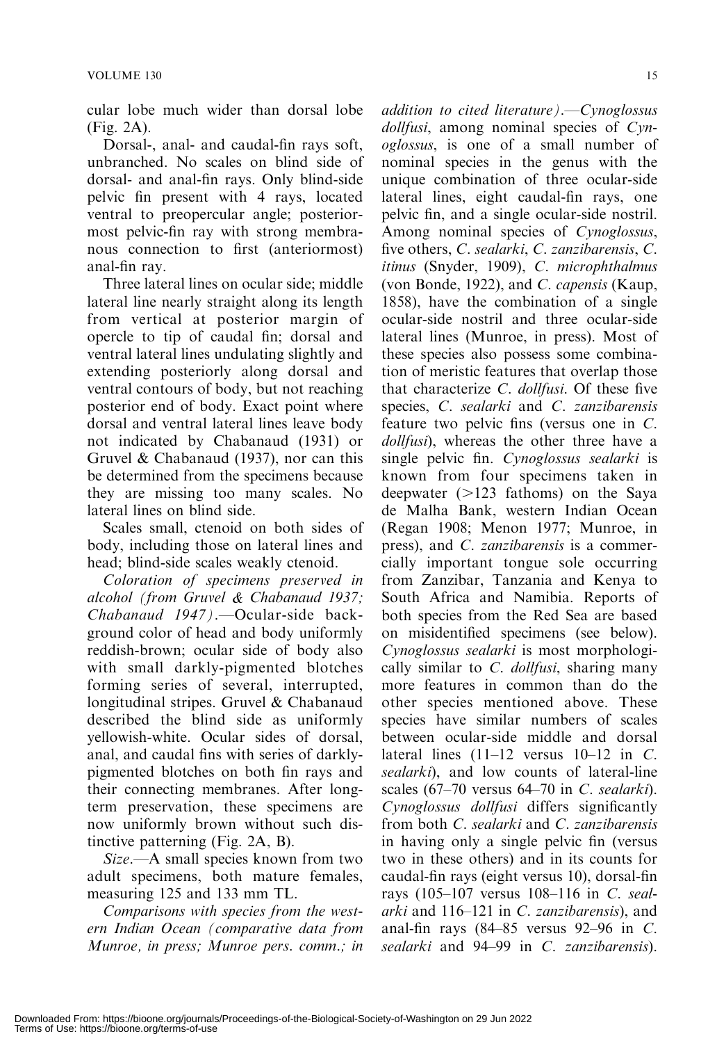cular lobe much wider than dorsal lobe (Fig. 2A).

Dorsal-, anal- and caudal-fin rays soft, unbranched. No scales on blind side of dorsal- and anal-fin rays. Only blind-side pelvic fin present with 4 rays, located ventral to preopercular angle; posteriormost pelvic-fin ray with strong membranous connection to first (anteriormost) anal-fin ray.

Three lateral lines on ocular side; middle lateral line nearly straight along its length from vertical at posterior margin of opercle to tip of caudal fin; dorsal and ventral lateral lines undulating slightly and extending posteriorly along dorsal and ventral contours of body, but not reaching posterior end of body. Exact point where dorsal and ventral lateral lines leave body not indicated by Chabanaud (1931) or Gruvel & Chabanaud (1937), nor can this be determined from the specimens because they are missing too many scales. No lateral lines on blind side.

Scales small, ctenoid on both sides of body, including those on lateral lines and head; blind-side scales weakly ctenoid.

*Coloration of specimens preserved in alcohol (from Gruvel & Chabanaud 1937; Chabanaud 1947).*—Ocular-side background color of head and body uniformly reddish-brown; ocular side of body also with small darkly-pigmented blotches forming series of several, interrupted, longitudinal stripes. Gruvel & Chabanaud described the blind side as uniformly yellowish-white. Ocular sides of dorsal, anal, and caudal fins with series of darkly-pigmented blotches on both fin rays and their connecting membranes. After long-term preservation, these specimens are now uniformly brown without such distinctive patterning (Fig. 2A, B).

*Size.*—A small species known from two adult specimens, both mature females, measuring 125 and 133 mm TL.

*Comparisons with species from the western Indian Ocean (comparative data from Munroe, in press; Munroe pers. comm.; in addition to cited literature).*—*Cynoglossus dollfusi*, among nominal species of *Cynoglossus*, is one of a small number of nominal species in the genus with the unique combination of three ocular-side lateral lines, eight caudal-fin rays, one pelvic fin, and a single ocular-side nostril. Among nominal species of *Cynoglossus*, five others, *C. sealarki*, *C. zanzibarensis*, *C. itinus* (Snyder, 1909), *C. microphthalmus* (von Bonde, 1922), and *C. capensis* (Kaup, 1858), have the combination of a single ocular-side nostril and three ocular-side lateral lines (Munroe, in press). Most of these species also possess some combination of meristic features that overlap those that characterize *C. dollfusi*. Of these five species, *C. sealarki* and *C. zanzibarensis* feature two pelvic fins (versus one in *C. dollfusi*), whereas the other three have a single pelvic fin. *Cynoglossus sealarki* is known from four specimens taken in deepwater (>123 fathoms) on the Saya de Malha Bank, western Indian Ocean (Regan 1908; Menon 1977; Munroe, in press), and *C. zanzibarensis* is a commercially important tongue sole occurring from Zanzibar, Tanzania and Kenya to South Africa and Namibia. Reports of both species from the Red Sea are based on misidentified specimens (see below). *Cynoglossus sealarki* is most morphologically similar to *C. dollfusi*, sharing many more features in common than do the other species mentioned above. These species have similar numbers of scales between ocular-side middle and dorsal lateral lines (11–12 versus 10–12 in *C. sealarki*), and low counts of lateral-line scales (67–70 versus 64–70 in *C. sealarki*). *Cynoglossus dollfusi* differs significantly from both *C. sealarki* and *C. zanzibarensis* in having only a single pelvic fin (versus two in these others) and in its counts for caudal-fin rays (eight versus 10), dorsal-fin rays (105–107 versus 108–116 in *C. sealarki* and 116–121 in *C. zanzibarensis*), and anal-fin rays (84–85 versus 92–96 in *C. sealarki* and 94–99 in *C. zanzibarensis*).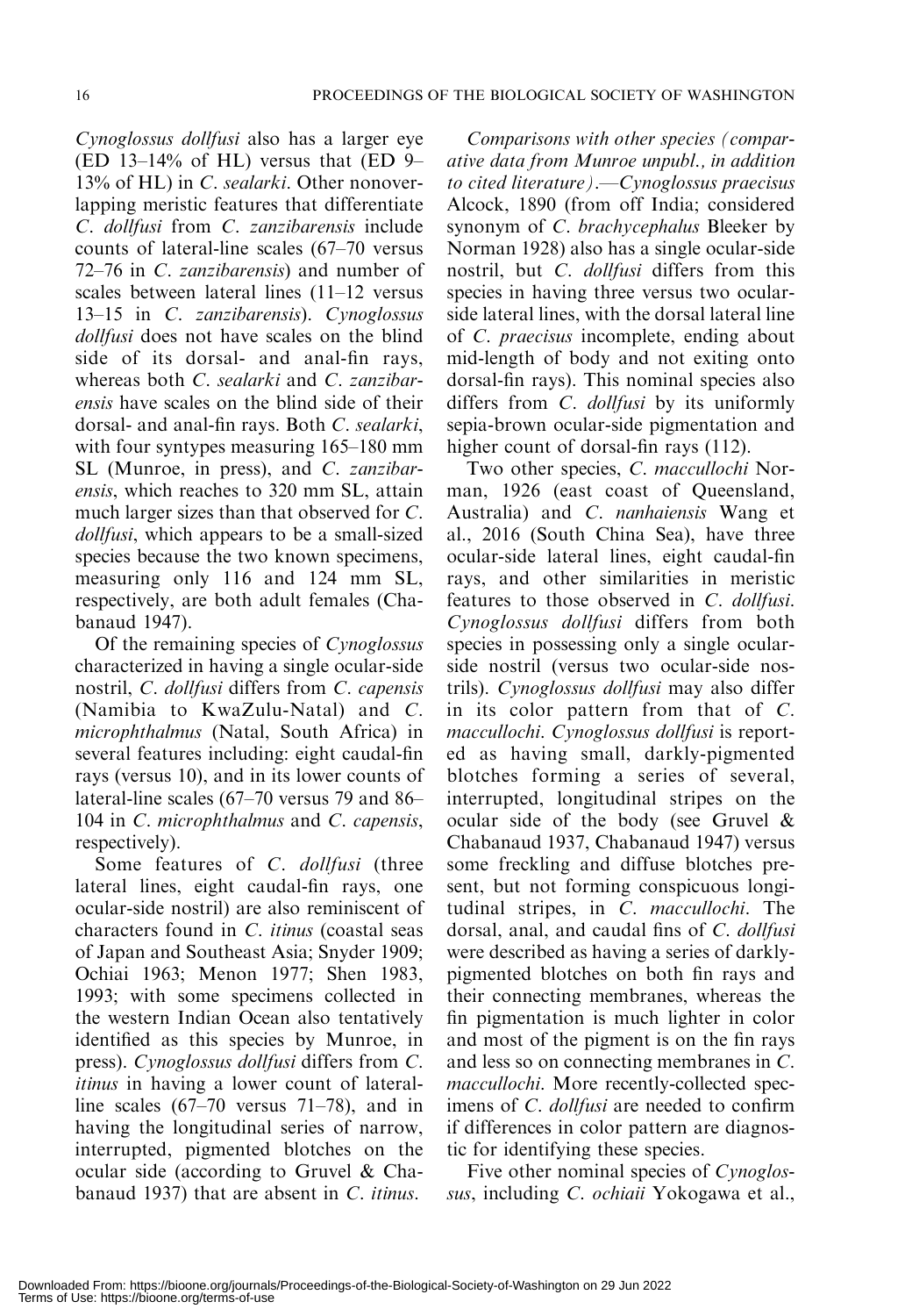*Cynoglossus dollfusi* also has a larger eye (ED 13–14% of HL) versus that (ED 9–13% of HL) in *C. sealarki*. Other nonoverlapping meristic features that differentiate *C. dollfusi* from *C. zanzibarensis* include counts of lateral-line scales (67–70 versus 72–76 in *C. zanzibarensis*) and number of scales between lateral lines (11–12 versus 13–15 in *C. zanzibarensis*). *Cynoglossus dollfusi* does not have scales on the blind side of its dorsal- and anal-fin rays, whereas both *C. sealarki* and *C. zanzibarensis* have scales on the blind side of their dorsal- and anal-fin rays. Both *C. sealarki*, with four syntypes measuring 165–180 mm SL (Munroe, in press), and *C. zanzibarensis*, which reaches to 320 mm SL, attain much larger sizes than that observed for *C. dollfusi*, which appears to be a small-sized species because the two known specimens, measuring only 116 and 124 mm SL, respectively, are both adult females (Chabanaud 1947).

Of the remaining species of *Cynoglossus* characterized in having a single ocular-side nostril, *C. dollfusi* differs from *C. capensis* (Namibia to KwaZulu-Natal) and *C. microphthalmus* (Natal, South Africa) in several features including: eight caudal-fin rays (versus 10), and in its lower counts of lateral-line scales (67–70 versus 79 and 86–104 in *C. microphthalmus* and *C. capensis*, respectively).

Some features of *C. dollfusi* (three lateral lines, eight caudal-fin rays, one ocular-side nostril) are also reminiscent of characters found in *C. itinus* (coastal seas of Japan and Southeast Asia; Snyder 1909; Ochiai 1963; Menon 1977; Shen 1983, 1993; with some specimens collected in the western Indian Ocean also tentatively identified as this species by Munroe, in press). *Cynoglossus dollfusi* differs from *C. itinus* in having a lower count of lateral-line scales (67–70 versus 71–78), and in having the longitudinal series of narrow, interrupted, pigmented blotches on the ocular side (according to Gruvel & Chabanaud 1937) that are absent in *C. itinus*.

*Comparisons with other species (comparative data from Munroe unpubl., in addition to cited literature)*.—*Cynoglossus praecisus* Alcock, 1890 (from off India; considered synonym of *C. brachycephalus* Bleeker by Norman 1928) also has a single ocular-side nostril, but *C. dollfusi* differs from this species in having three versus two ocular-side lateral lines, with the dorsal lateral line of *C. praecisus* incomplete, ending about mid-length of body and not exiting onto dorsal-fin rays). This nominal species also differs from *C. dollfusi* by its uniformly sepia-brown ocular-side pigmentation and higher count of dorsal-fin rays (112).

Two other species, *C. maccullochi* Norman, 1926 (east coast of Queensland, Australia) and *C. nanhaiensis* Wang et al., 2016 (South China Sea), have three ocular-side lateral lines, eight caudal-fin rays, and other similarities in meristic features to those observed in *C. dollfusi*. *Cynoglossus dollfusi* differs from both species in possessing only a single ocular-side nostril (versus two ocular-side nostrils). *Cynoglossus dollfusi* may also differ in its color pattern from that of *C. maccullochi*. *Cynoglossus dollfusi* is reported as having small, darkly-pigmented blotches forming a series of several, interrupted, longitudinal stripes on the ocular side of the body (see Gruvel & Chabanaud 1937, Chabanaud 1947) versus some freckling and diffuse blotches present, but not forming conspicuous longitudinal stripes, in *C. maccullochi*. The dorsal, anal, and caudal fins of *C. dollfusi* were described as having a series of darkly-pigmented blotches on both fin rays and their connecting membranes, whereas the fin pigmentation is much lighter in color and most of the pigment is on the fin rays and less so on connecting membranes in *C. maccullochi*. More recently-collected specimens of *C. dollfusi* are needed to confirm if differences in color pattern are diagnostic for identifying these species.

Five other nominal species of *Cynoglossus*, including *C. ochiaii* Yokogawa et al.,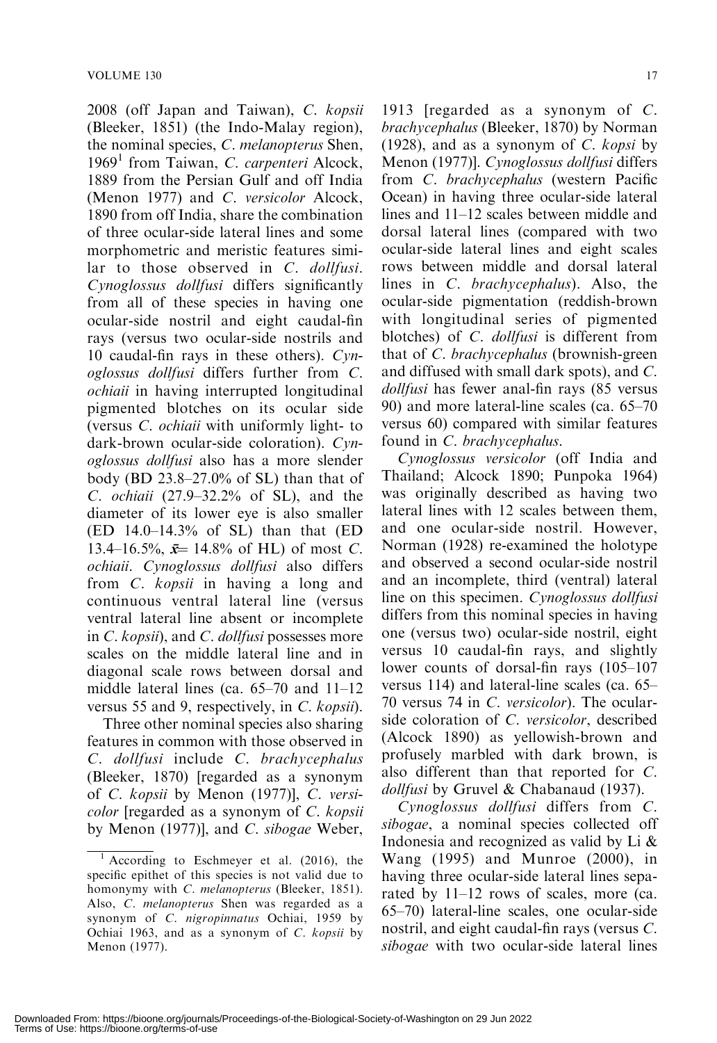2008 (off Japan and Taiwan), *C. kopsii* (Bleeker, 1851) (the Indo-Malay region), the nominal species, *C. melanopterus* Shen, 1969[1] from Taiwan, *C. carpenteri* Alcock, 1889 from the Persian Gulf and off India (Menon 1977) and *C. versicolor* Alcock, 1890 from off India, share the combination of three ocular-side lateral lines and some morphometric and meristic features similar to those observed in *C. dollfusi*. *Cynoglossus dollfusi* differs significantly from all of these species in having one ocular-side nostril and eight caudal-fin rays (versus two ocular-side nostrils and 10 caudal-fin rays in these others). *Cynoglossus dollfusi* differs further from *C. ochiaii* in having interrupted longitudinal pigmented blotches on its ocular side (versus *C. ochiaii* with uniformly light- to dark-brown ocular-side coloration). *Cynoglossus dollfusi* also has a more slender body (BD 23.8–27.0% of SL) than that of *C. ochiaii* (27.9–32.2% of SL), and the diameter of its lower eye is also smaller (ED 14.0–14.3% of SL) than that (ED 13.4–16.5%, $\bar{x}$= 14.8% of HL) of most *C. ochiaii*. *Cynoglossus dollfusi* also differs from *C. kopsii* in having a long and continuous ventral lateral line (versus ventral lateral line absent or incomplete in *C. kopsii*), and *C. dollfusi* possesses more scales on the middle lateral line and in diagonal scale rows between dorsal and middle lateral lines (ca. 65–70 and 11–12 versus 55 and 9, respectively, in *C. kopsii*).

Three other nominal species also sharing features in common with those observed in *C. dollfusi* include *C. brachycephalus* (Bleeker, 1870) [regarded as a synonym of *C. kopsii* by Menon (1977)], *C. versicolor* [regarded as a synonym of *C. kopsii* by Menon (1977)], and *C. sibogae* Weber, 1913 [regarded as a synonym of *C. brachycephalus* (Bleeker, 1870) by Norman (1928), and as a synonym of *C. kopsi* by Menon (1977)]. *Cynoglossus dollfusi* differs from *C. brachycephalus* (western Pacific Ocean) in having three ocular-side lateral lines and 11–12 scales between middle and dorsal lateral lines (compared with two ocular-side lateral lines and eight scales rows between middle and dorsal lateral lines in *C. brachycephalus*). Also, the ocular-side pigmentation (reddish-brown with longitudinal series of pigmented blotches) of *C. dollfusi* is different from that of *C. brachycephalus* (brownish-green and diffused with small dark spots), and *C. dollfusi* has fewer anal-fin rays (85 versus 90) and more lateral-line scales (ca. 65–70 versus 60) compared with similar features found in *C. brachycephalus*.

*Cynoglossus versicolor* (off India and Thailand; Alcock 1890; Punpoka 1964) was originally described as having two lateral lines with 12 scales between them, and one ocular-side nostril. However, Norman (1928) re-examined the holotype and observed a second ocular-side nostril and an incomplete, third (ventral) lateral line on this specimen. *Cynoglossus dollfusi* differs from this nominal species in having one (versus two) ocular-side nostril, eight versus 10 caudal-fin rays, and slightly lower counts of dorsal-fin rays (105–107 versus 114) and lateral-line scales (ca. 65–70 versus 74 in *C. versicolor*). The ocular-side coloration of *C. versicolor*, described (Alcock 1890) as yellowish-brown and profusely marbled with dark brown, is also different than that reported for *C. dollfusi* by Gruvel & Chabanaud (1937).

*Cynoglossus dollfusi* differs from *C. sibogae*, a nominal species collected off Indonesia and recognized as valid by Li & Wang (1995) and Munroe (2000), in having three ocular-side lateral lines separated by 11–12 rows of scales, more (ca. 65–70) lateral-line scales, one ocular-side nostril, and eight caudal-fin rays (versus *C. sibogae* with two ocular-side lateral lines

[1] According to Eschmeyer et al. (2016), the specific epithet of this species is not valid due to homonymy with *C. melanopterus* (Bleeker, 1851). Also, *C. melanopterus* Shen was regarded as a synonym of *C. nigropinnatus* Ochiai, 1959 by Ochiai 1963, and as a synonym of *C. kopsii* by Menon (1977).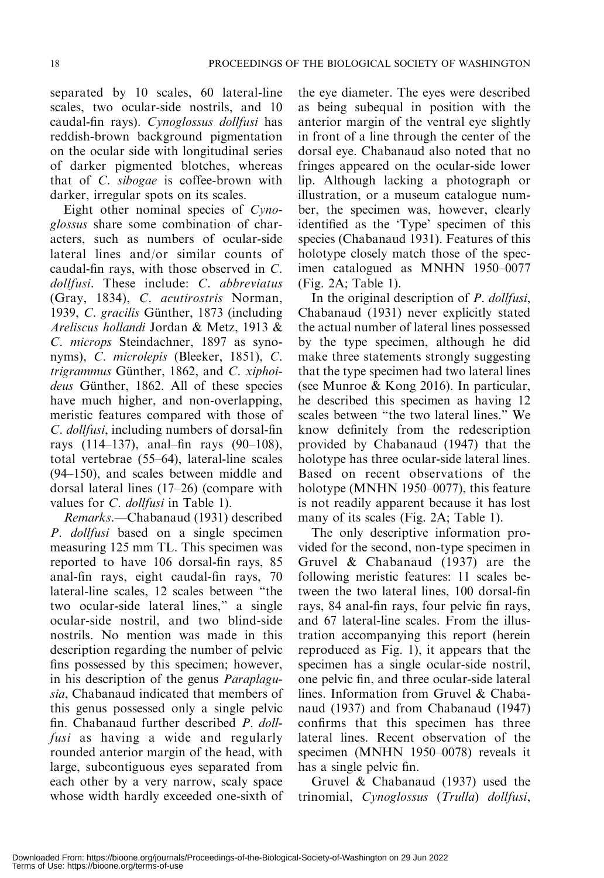separated by 10 scales, 60 lateral-line scales, two ocular-side nostrils, and 10 caudal-fin rays). *Cynoglossus dollfusi* has reddish-brown background pigmentation on the ocular side with longitudinal series of darker pigmented blotches, whereas that of *C. sibogae* is coffee-brown with darker, irregular spots on its scales.

Eight other nominal species of *Cynoglossus* share some combination of characters, such as numbers of ocular-side lateral lines and/or similar counts of caudal-fin rays, with those observed in *C. dollfusi*. These include: *C. abbreviatus* (Gray, 1834), *C. acutirostris* Norman, 1939, *C. gracilis* Günther, 1873 (including *Areliscus hollandi* Jordan & Metz, 1913 & *C. microps* Steindachner, 1897 as synonyms), *C. microlepis* (Bleeker, 1851), *C. trigrammus* Günther, 1862, and *C. xiphoideus* Günther, 1862. All of these species have much higher, and non-overlapping, meristic features compared with those of *C. dollfusi*, including numbers of dorsal-fin rays (114–137), anal–fin rays (90–108), total vertebrae (55–64), lateral-line scales (94–150), and scales between middle and dorsal lateral lines (17–26) (compare with values for *C. dollfusi* in Table 1).

*Remarks*.—Chabanaud (1931) described *P. dollfusi* based on a single specimen measuring 125 mm TL. This specimen was reported to have 106 dorsal-fin rays, 85 anal-fin rays, eight caudal-fin rays, 70 lateral-line scales, 12 scales between "the two ocular-side lateral lines," a single ocular-side nostril, and two blind-side nostrils. No mention was made in this description regarding the number of pelvic fins possessed by this specimen; however, in his description of the genus *Paraplagusia*, Chabanaud indicated that members of this genus possessed only a single pelvic fin. Chabanaud further described *P. dollfusi* as having a wide and regularly rounded anterior margin of the head, with large, subcontiguous eyes separated from each other by a very narrow, scaly space whose width hardly exceeded one-sixth of the eye diameter. The eyes were described as being subequal in position with the anterior margin of the ventral eye slightly in front of a line through the center of the dorsal eye. Chabanaud also noted that no fringes appeared on the ocular-side lower lip. Although lacking a photograph or illustration, or a museum catalogue number, the specimen was, however, clearly identified as the 'Type' specimen of this species (Chabanaud 1931). Features of this holotype closely match those of the specimen catalogued as MNHN 1950–0077 (Fig. 2A; Table 1).

In the original description of *P. dollfusi*, Chabanaud (1931) never explicitly stated the actual number of lateral lines possessed by the type specimen, although he did make three statements strongly suggesting that the type specimen had two lateral lines (see Munroe & Kong 2016). In particular, he described this specimen as having 12 scales between "the two lateral lines." We know definitely from the redescription provided by Chabanaud (1947) that the holotype has three ocular-side lateral lines. Based on recent observations of the holotype (MNHN 1950–0077), this feature is not readily apparent because it has lost many of its scales (Fig. 2A; Table 1).

The only descriptive information provided for the second, non-type specimen in Gruvel & Chabanaud (1937) are the following meristic features: 11 scales between the two lateral lines, 100 dorsal-fin rays, 84 anal-fin rays, four pelvic fin rays, and 67 lateral-line scales. From the illustration accompanying this report (herein reproduced as Fig. 1), it appears that the specimen has a single ocular-side nostril, one pelvic fin, and three ocular-side lateral lines. Information from Gruvel & Chabanaud (1937) and from Chabanaud (1947) confirms that this specimen has three lateral lines. Recent observation of the specimen (MNHN 1950–0078) reveals it has a single pelvic fin.

Gruvel & Chabanaud (1937) used the trinomial, *Cynoglossus* (*Trulla*) *dollfusi*,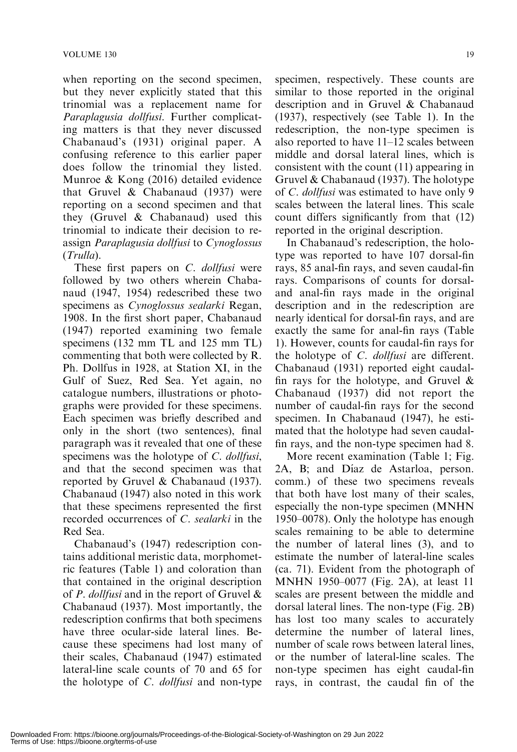when reporting on the second specimen, but they never explicitly stated that this trinomial was a replacement name for *Paraplagusia dollfusi*. Further complicating matters is that they never discussed Chabanaud's (1931) original paper. A confusing reference to this earlier paper does follow the trinomial they listed. Munroe & Kong (2016) detailed evidence that Gruvel & Chabanaud (1937) were reporting on a second specimen and that they (Gruvel & Chabanaud) used this trinomial to indicate their decision to reassign *Paraplagusia dollfusi* to *Cynoglossus* (*Trulla*).

These first papers on *C. dollfusi* were followed by two others wherein Chabanaud (1947, 1954) redescribed these two specimens as *Cynoglossus sealarki* Regan, 1908. In the first short paper, Chabanaud (1947) reported examining two female specimens (132 mm TL and 125 mm TL) commenting that both were collected by R. Ph. Dollfus in 1928, at Station XI, in the Gulf of Suez, Red Sea. Yet again, no catalogue numbers, illustrations or photographs were provided for these specimens. Each specimen was briefly described and only in the short (two sentences), final paragraph was it revealed that one of these specimens was the holotype of *C. dollfusi*, and that the second specimen was that reported by Gruvel & Chabanaud (1937). Chabanaud (1947) also noted in this work that these specimens represented the first recorded occurrences of *C. sealarki* in the Red Sea.

Chabanaud's (1947) redescription contains additional meristic data, morphometric features (Table 1) and coloration than that contained in the original description of *P. dollfusi* and in the report of Gruvel & Chabanaud (1937). Most importantly, the redescription confirms that both specimens have three ocular-side lateral lines. Because these specimens had lost many of their scales, Chabanaud (1947) estimated lateral-line scale counts of 70 and 65 for the holotype of *C. dollfusi* and non-type specimen, respectively. These counts are similar to those reported in the original description and in Gruvel & Chabanaud (1937), respectively (see Table 1). In the redescription, the non-type specimen is also reported to have 11–12 scales between middle and dorsal lateral lines, which is consistent with the count (11) appearing in Gruvel & Chabanaud (1937). The holotype of *C. dollfusi* was estimated to have only 9 scales between the lateral lines. This scale count differs significantly from that (12) reported in the original description.

In Chabanaud's redescription, the holotype was reported to have 107 dorsal-fin rays, 85 anal-fin rays, and seven caudal-fin rays. Comparisons of counts for dorsal- and anal-fin rays made in the original description and in the redescription are nearly identical for dorsal-fin rays, and are exactly the same for anal-fin rays (Table 1). However, counts for caudal-fin rays for the holotype of *C. dollfusi* are different. Chabanaud (1931) reported eight caudal-fin rays for the holotype, and Gruvel & Chabanaud (1937) did not report the number of caudal-fin rays for the second specimen. In Chabanaud (1947), he estimated that the holotype had seven caudal-fin rays, and the non-type specimen had 8.

More recent examination (Table 1; Fig. 2A, B; and Díaz de Astarloa, person. comm.) of these two specimens reveals that both have lost many of their scales, especially the non-type specimen (MNHN 1950–0078). Only the holotype has enough scales remaining to be able to determine the number of lateral lines (3), and to estimate the number of lateral-line scales (ca. 71). Evident from the photograph of MNHN 1950–0077 (Fig. 2A), at least 11 scales are present between the middle and dorsal lateral lines. The non-type (Fig. 2B) has lost too many scales to accurately determine the number of lateral lines, number of scale rows between lateral lines, or the number of lateral-line scales. The non-type specimen has eight caudal-fin rays, in contrast, the caudal fin of the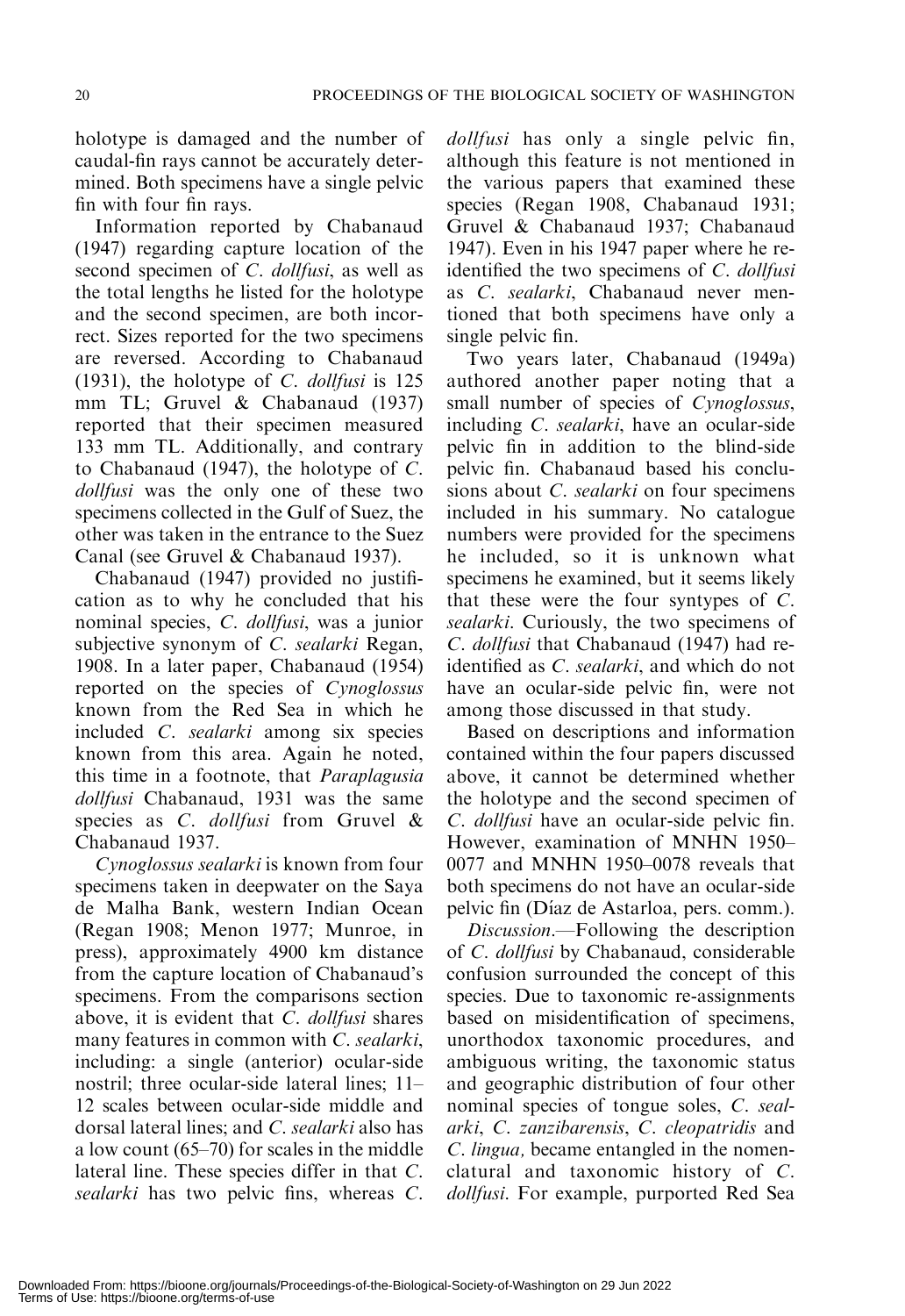holotype is damaged and the number of caudal-fin rays cannot be accurately determined. Both specimens have a single pelvic fin with four fin rays.

Information reported by Chabanaud (1947) regarding capture location of the second specimen of *C. dollfusi*, as well as the total lengths he listed for the holotype and the second specimen, are both incorrect. Sizes reported for the two specimens are reversed. According to Chabanaud (1931), the holotype of *C. dollfusi* is 125 mm TL; Gruvel & Chabanaud (1937) reported that their specimen measured 133 mm TL. Additionally, and contrary to Chabanaud (1947), the holotype of *C. dollfusi* was the only one of these two specimens collected in the Gulf of Suez, the other was taken in the entrance to the Suez Canal (see Gruvel & Chabanaud 1937).

Chabanaud (1947) provided no justification as to why he concluded that his nominal species, *C. dollfusi*, was a junior subjective synonym of *C. sealarki* Regan, 1908. In a later paper, Chabanaud (1954) reported on the species of *Cynoglossus* known from the Red Sea in which he included *C. sealarki* among six species known from this area. Again he noted, this time in a footnote, that *Paraplagusia dollfusi* Chabanaud, 1931 was the same species as *C. dollfusi* from Gruvel & Chabanaud 1937.

*Cynoglossus sealarki* is known from four specimens taken in deepwater on the Saya de Malha Bank, western Indian Ocean (Regan 1908; Menon 1977; Munroe, in press), approximately 4900 km distance from the capture location of Chabanaud's specimens. From the comparisons section above, it is evident that *C. dollfusi* shares many features in common with *C. sealarki*, including: a single (anterior) ocular-side nostril; three ocular-side lateral lines; 11–12 scales between ocular-side middle and dorsal lateral lines; and *C. sealarki* also has a low count (65–70) for scales in the middle lateral line. These species differ in that *C. sealarki* has two pelvic fins, whereas *C. dollfusi* has only a single pelvic fin, although this feature is not mentioned in the various papers that examined these species (Regan 1908, Chabanaud 1931; Gruvel & Chabanaud 1937; Chabanaud 1947). Even in his 1947 paper where he re-identified the two specimens of *C. dollfusi* as *C. sealarki*, Chabanaud never mentioned that both specimens have only a single pelvic fin.

Two years later, Chabanaud (1949a) authored another paper noting that a small number of species of *Cynoglossus*, including *C. sealarki*, have an ocular-side pelvic fin in addition to the blind-side pelvic fin. Chabanaud based his conclusions about *C. sealarki* on four specimens included in his summary. No catalogue numbers were provided for the specimens he included, so it is unknown what specimens he examined, but it seems likely that these were the four syntypes of *C. sealarki*. Curiously, the two specimens of *C. dollfusi* that Chabanaud (1947) had re-identified as *C. sealarki*, and which do not have an ocular-side pelvic fin, were not among those discussed in that study.

Based on descriptions and information contained within the four papers discussed above, it cannot be determined whether the holotype and the second specimen of *C. dollfusi* have an ocular-side pelvic fin. However, examination of MNHN 1950–0077 and MNHN 1950–0078 reveals that both specimens do not have an ocular-side pelvic fin (Díaz de Astarloa, pers. comm.).

*Discussion*.—Following the description of *C. dollfusi* by Chabanaud, considerable confusion surrounded the concept of this species. Due to taxonomic re-assignments based on misidentification of specimens, unorthodox taxonomic procedures, and ambiguous writing, the taxonomic status and geographic distribution of four other nominal species of tongue soles, *C. sealarki*, *C. zanzibarensis*, *C. cleopatridis* and *C. lingua,* became entangled in the nomenclatural and taxonomic history of *C. dollfusi*. For example, purported Red Sea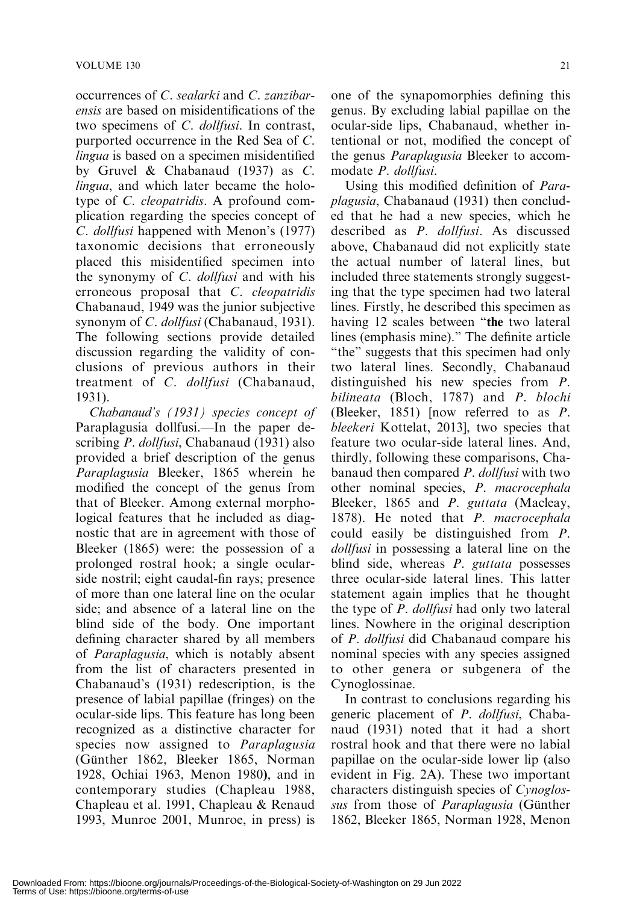occurrences of *C. sealarki* and *C. zanzibarensis* are based on misidentifications of the two specimens of *C. dollfusi*. In contrast, purported occurrence in the Red Sea of *C. lingua* is based on a specimen misidentified by Gruvel & Chabanaud (1937) as *C. lingua*, and which later became the holotype of *C. cleopatridis*. A profound complication regarding the species concept of *C. dollfusi* happened with Menon's (1977) taxonomic decisions that erroneously placed this misidentified specimen into the synonymy of *C. dollfusi* and with his erroneous proposal that *C. cleopatridis* Chabanaud, 1949 was the junior subjective synonym of *C. dollfusi* (Chabanaud, 1931). The following sections provide detailed discussion regarding the validity of conclusions of previous authors in their treatment of *C. dollfusi* (Chabanaud, 1931).

*Chabanaud's (1931) species concept of* Paraplagusia dollfusi.—In the paper describing *P. dollfusi*, Chabanaud (1931) also provided a brief description of the genus *Paraplagusia* Bleeker, 1865 wherein he modified the concept of the genus from that of Bleeker. Among external morphological features that he included as diagnostic that are in agreement with those of Bleeker (1865) were: the possession of a prolonged rostral hook; a single ocular-side nostril; eight caudal-fin rays; presence of more than one lateral line on the ocular side; and absence of a lateral line on the blind side of the body. One important defining character shared by all members of *Paraplagusia*, which is notably absent from the list of characters presented in Chabanaud's (1931) redescription, is the presence of labial papillae (fringes) on the ocular-side lips. This feature has long been recognized as a distinctive character for species now assigned to *Paraplagusia* (Günther 1862, Bleeker 1865, Norman 1928, Ochiai 1963, Menon 1980), and in contemporary studies (Chapleau 1988, Chapleau et al. 1991, Chapleau & Renaud 1993, Munroe 2001, Munroe, in press) is one of the synapomorphies defining this genus. By excluding labial papillae on the ocular-side lips, Chabanaud, whether intentional or not, modified the concept of the genus *Paraplagusia* Bleeker to accommodate *P. dollfusi*.

Using this modified definition of *Paraplagusia*, Chabanaud (1931) then concluded that he had a new species, which he described as *P. dollfusi*. As discussed above, Chabanaud did not explicitly state the actual number of lateral lines, but included three statements strongly suggesting that the type specimen had two lateral lines. Firstly, he described this specimen as having 12 scales between "**the** two lateral lines (emphasis mine)." The definite article "the" suggests that this specimen had only two lateral lines. Secondly, Chabanaud distinguished his new species from *P. bilineata* (Bloch, 1787) and *P. blochi* (Bleeker, 1851) [now referred to as *P. bleekeri* Kottelat, 2013], two species that feature two ocular-side lateral lines. And, thirdly, following these comparisons, Chabanaud then compared *P. dollfusi* with two other nominal species, *P. macrocephala* Bleeker, 1865 and *P. guttata* (Macleay, 1878). He noted that *P. macrocephala* could easily be distinguished from *P. dollfusi* in possessing a lateral line on the blind side, whereas *P. guttata* possesses three ocular-side lateral lines. This latter statement again implies that he thought the type of *P. dollfusi* had only two lateral lines. Nowhere in the original description of *P. dollfusi* did Chabanaud compare his nominal species with any species assigned to other genera or subgenera of the Cynoglossinae.

In contrast to conclusions regarding his generic placement of *P. dollfusi*, Chabanaud (1931) noted that it had a short rostral hook and that there were no labial papillae on the ocular-side lower lip (also evident in Fig. 2A). These two important characters distinguish species of *Cynoglossus* from those of *Paraplagusia* (Günther 1862, Bleeker 1865, Norman 1928, Menon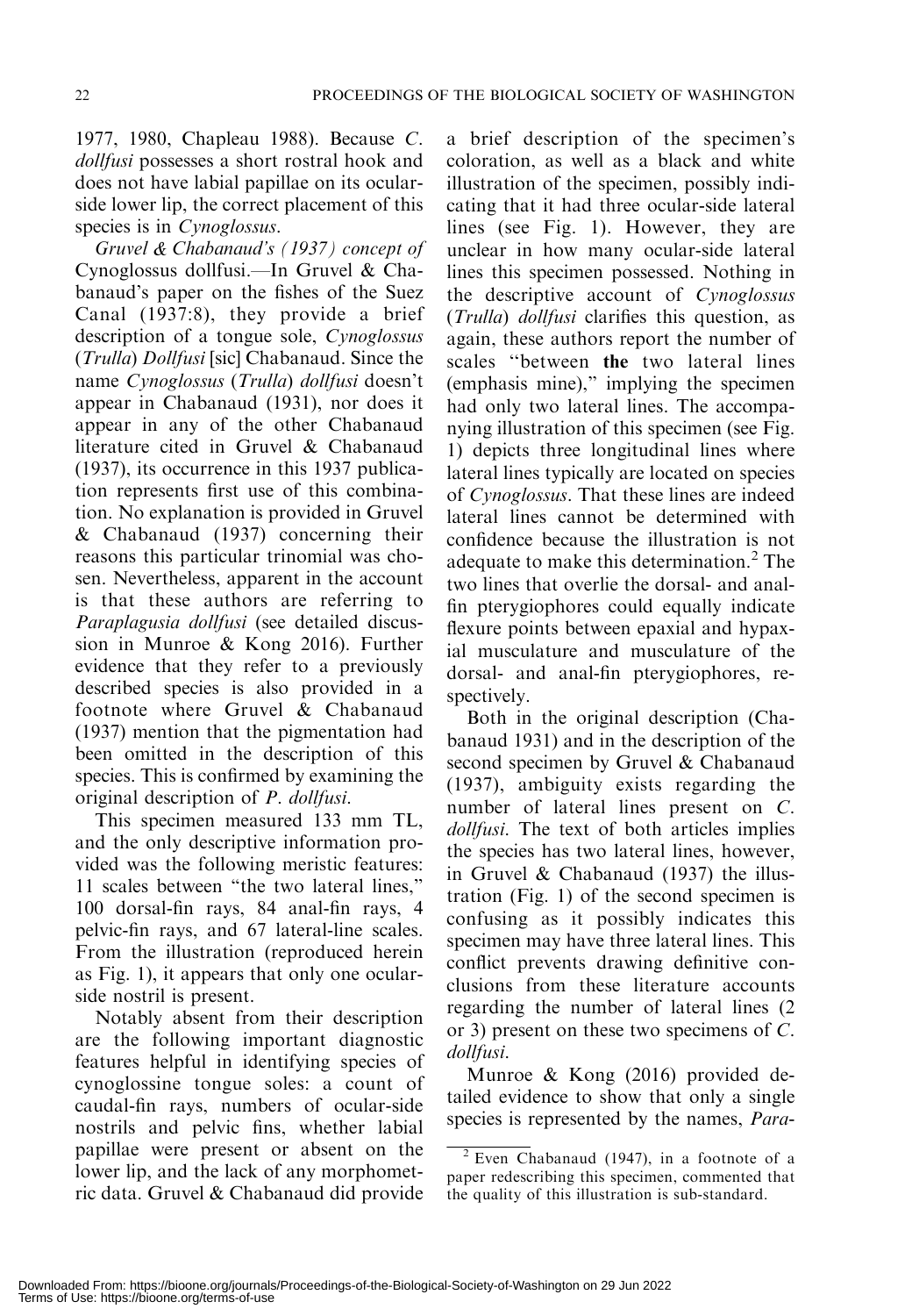1977, 1980, Chapleau 1988). Because *C. dollfusi* possesses a short rostral hook and does not have labial papillae on its ocular-side lower lip, the correct placement of this species is in *Cynoglossus*.

*Gruvel & Chabanaud's (1937) concept of* Cynoglossus dollfusi.—In Gruvel & Chabanaud's paper on the fishes of the Suez Canal (1937:8), they provide a brief description of a tongue sole, *Cynoglossus* (*Trulla*) *Dollfusi* [sic] Chabanaud. Since the name *Cynoglossus* (*Trulla*) *dollfusi* doesn't appear in Chabanaud (1931), nor does it appear in any of the other Chabanaud literature cited in Gruvel & Chabanaud (1937), its occurrence in this 1937 publication represents first use of this combination. No explanation is provided in Gruvel & Chabanaud (1937) concerning their reasons this particular trinomial was chosen. Nevertheless, apparent in the account is that these authors are referring to *Paraplagusia dollfusi* (see detailed discussion in Munroe & Kong 2016). Further evidence that they refer to a previously described species is also provided in a footnote where Gruvel & Chabanaud (1937) mention that the pigmentation had been omitted in the description of this species. This is confirmed by examining the original description of *P. dollfusi*.

This specimen measured 133 mm TL, and the only descriptive information provided was the following meristic features: 11 scales between "the two lateral lines," 100 dorsal-fin rays, 84 anal-fin rays, 4 pelvic-fin rays, and 67 lateral-line scales. From the illustration (reproduced herein as Fig. 1), it appears that only one ocular-side nostril is present.

Notably absent from their description are the following important diagnostic features helpful in identifying species of cynoglossine tongue soles: a count of caudal-fin rays, numbers of ocular-side nostrils and pelvic fins, whether labial papillae were present or absent on the lower lip, and the lack of any morphometric data. Gruvel & Chabanaud did provide a brief description of the specimen's coloration, as well as a black and white illustration of the specimen, possibly indicating that it had three ocular-side lateral lines (see Fig. 1). However, they are unclear in how many ocular-side lateral lines this specimen possessed. Nothing in the descriptive account of *Cynoglossus* (*Trulla*) *dollfusi* clarifies this question, as again, these authors report the number of scales "between **the** two lateral lines (emphasis mine)," implying the specimen had only two lateral lines. The accompanying illustration of this specimen (see Fig. 1) depicts three longitudinal lines where lateral lines typically are located on species of *Cynoglossus*. That these lines are indeed lateral lines cannot be determined with confidence because the illustration is not adequate to make this determination.[2] The two lines that overlie the dorsal- and anal-fin pterygiophores could equally indicate flexure points between epaxial and hypaxial musculature and musculature of the dorsal- and anal-fin pterygiophores, respectively.

Both in the original description (Chabanaud 1931) and in the description of the second specimen by Gruvel & Chabanaud (1937), ambiguity exists regarding the number of lateral lines present on *C. dollfusi*. The text of both articles implies the species has two lateral lines, however, in Gruvel & Chabanaud (1937) the illustration (Fig. 1) of the second specimen is confusing as it possibly indicates this specimen may have three lateral lines. This conflict prevents drawing definitive conclusions from these literature accounts regarding the number of lateral lines (2 or 3) present on these two specimens of *C. dollfusi*.

Munroe & Kong (2016) provided detailed evidence to show that only a single species is represented by the names, *Para-*

[2] Even Chabanaud (1947), in a footnote of a paper redescribing this specimen, commented that the quality of this illustration is sub-standard.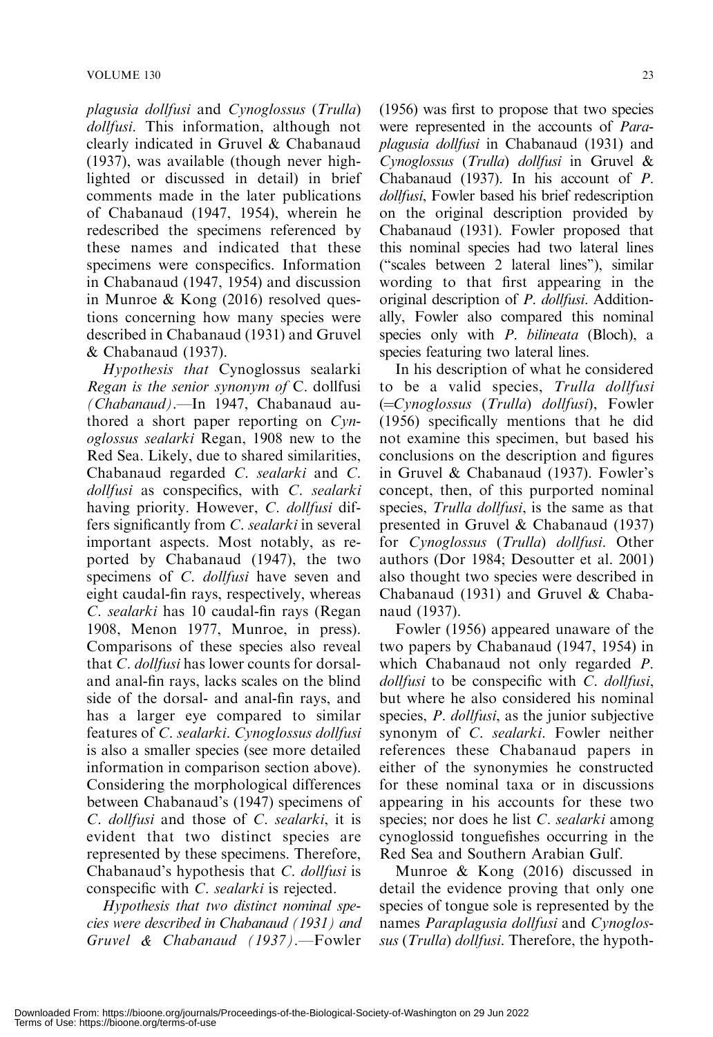*plagusia dollfusi* and *Cynoglossus* (*Trulla*) *dollfusi*. This information, although not clearly indicated in Gruvel & Chabanaud (1937), was available (though never highlighted or discussed in detail) in brief comments made in the later publications of Chabanaud (1947, 1954), wherein he redescribed the specimens referenced by these names and indicated that these specimens were conspecifics. Information in Chabanaud (1947, 1954) and discussion in Munroe & Kong (2016) resolved questions concerning how many species were described in Chabanaud (1931) and Gruvel & Chabanaud (1937).

*Hypothesis that* Cynoglossus sealarki *Regan is the senior synonym of* C. dollfusi *(Chabanaud)*.—In 1947, Chabanaud authored a short paper reporting on *Cynoglossus sealarki* Regan, 1908 new to the Red Sea. Likely, due to shared similarities, Chabanaud regarded *C. sealarki* and *C. dollfusi* as conspecifics, with *C. sealarki* having priority. However, *C. dollfusi* differs significantly from *C. sealarki* in several important aspects. Most notably, as reported by Chabanaud (1947), the two specimens of *C. dollfusi* have seven and eight caudal-fin rays, respectively, whereas *C. sealarki* has 10 caudal-fin rays (Regan 1908, Menon 1977, Munroe, in press). Comparisons of these species also reveal that *C. dollfusi* has lower counts for dorsal- and anal-fin rays, lacks scales on the blind side of the dorsal- and anal-fin rays, and has a larger eye compared to similar features of *C. sealarki*. *Cynoglossus dollfusi* is also a smaller species (see more detailed information in comparison section above). Considering the morphological differences between Chabanaud's (1947) specimens of *C. dollfusi* and those of *C. sealarki*, it is evident that two distinct species are represented by these specimens. Therefore, Chabanaud's hypothesis that *C. dollfusi* is conspecific with *C. sealarki* is rejected.

*Hypothesis that two distinct nominal species were described in Chabanuad (1931) and Gruvel & Chabanaud (1937)*.—Fowler (1956) was first to propose that two species were represented in the accounts of *Paraplagusia dollfusi* in Chabanaud (1931) and *Cynoglossus* (*Trulla*) *dollfusi* in Gruvel & Chabanaud (1937). In his account of *P. dollfusi*, Fowler based his brief redescription on the original description provided by Chabanaud (1931). Fowler proposed that this nominal species had two lateral lines ("scales between 2 lateral lines"), similar wording to that first appearing in the original description of *P. dollfusi*. Additionally, Fowler also compared this nominal species only with *P. bilineata* (Bloch), a species featuring two lateral lines.

In his description of what he considered to be a valid species, *Trulla dollfusi* (=*Cynoglossus* (*Trulla*) *dollfusi*), Fowler (1956) specifically mentions that he did not examine this specimen, but based his conclusions on the description and figures in Gruvel & Chabanaud (1937). Fowler's concept, then, of this purported nominal species, *Trulla dollfusi*, is the same as that presented in Gruvel & Chabanaud (1937) for *Cynoglossus* (*Trulla*) *dollfusi*. Other authors (Dor 1984; Desoutter et al. 2001) also thought two species were described in Chabanaud (1931) and Gruvel & Chabanaud (1937).

Fowler (1956) appeared unaware of the two papers by Chabanaud (1947, 1954) in which Chabanaud not only regarded *P. dollfusi* to be conspecific with *C. dollfusi*, but where he also considered his nominal species, *P. dollfusi*, as the junior subjective synonym of *C. sealarki*. Fowler neither references these Chabanaud papers in either of the synonymies he constructed for these nominal taxa or in discussions appearing in his accounts for these two species; nor does he list *C. sealarki* among cynoglossid tonguefishes occurring in the Red Sea and Southern Arabian Gulf.

Munroe & Kong (2016) discussed in detail the evidence proving that only one species of tongue sole is represented by the names *Paraplagusia dollfusi* and *Cynoglossus* (*Trulla*) *dollfusi*. Therefore, the hypoth-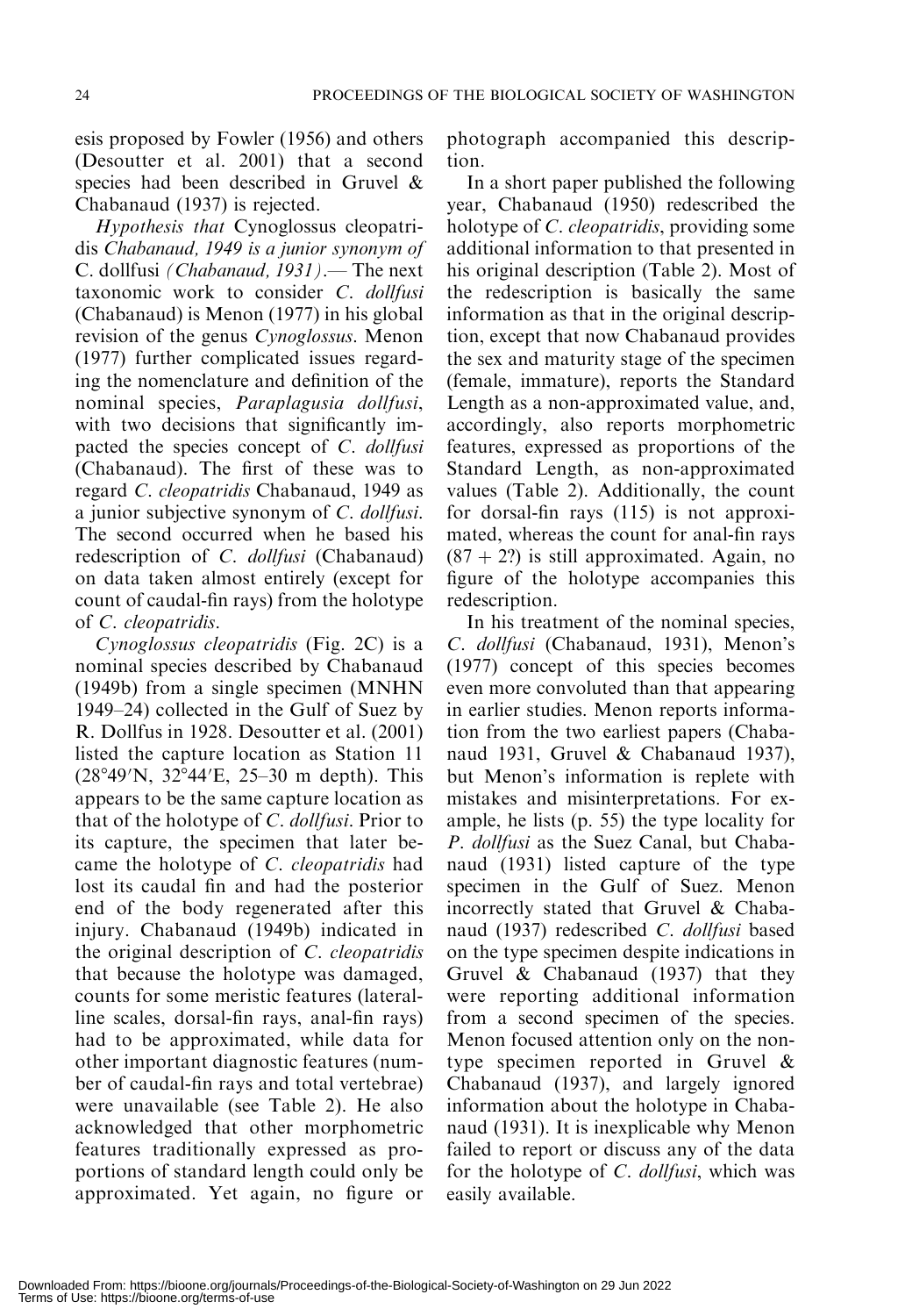esis proposed by Fowler (1956) and others (Desoutter et al. 2001) that a second species had been described in Gruvel & Chabanaud (1937) is rejected.

*Hypothesis that* Cynoglossus cleopatridis *Chabanaud, 1949 is a junior synonym of* C. dollfusi *(Chabanaud, 1931)*.— The next taxonomic work to consider *C. dollfusi* (Chabanaud) is Menon (1977) in his global revision of the genus *Cynoglossus*. Menon (1977) further complicated issues regarding the nomenclature and definition of the nominal species, *Paraplagusia dollfusi*, with two decisions that significantly impacted the species concept of *C. dollfusi* (Chabanaud). The first of these was to regard *C. cleopatridis* Chabanaud, 1949 as a junior subjective synonym of *C. dollfusi*. The second occurred when he based his redescription of *C. dollfusi* (Chabanaud) on data taken almost entirely (except for count of caudal-fin rays) from the holotype of *C. cleopatridis*.

*Cynoglossus cleopatridis* (Fig. 2C) is a nominal species described by Chabanaud (1949b) from a single specimen (MNHN 1949–24) collected in the Gulf of Suez by R. Dollfus in 1928. Desoutter et al. (2001) listed the capture location as Station 11 (28°49′N, 32°44′E, 25–30 m depth). This appears to be the same capture location as that of the holotype of *C. dollfusi*. Prior to its capture, the specimen that later became the holotype of *C. cleopatridis* had lost its caudal fin and had the posterior end of the body regenerated after this injury. Chabanaud (1949b) indicated in the original description of *C. cleopatridis* that because the holotype was damaged, counts for some meristic features (lateral-line scales, dorsal-fin rays, anal-fin rays) had to be approximated, while data for other important diagnostic features (number of caudal-fin rays and total vertebrae) were unavailable (see Table 2). He also acknowledged that other morphometric features traditionally expressed as proportions of standard length could only be approximated. Yet again, no figure or photograph accompanied this description.

In a short paper published the following year, Chabanaud (1950) redescribed the holotype of *C. cleopatridis*, providing some additional information to that presented in his original description (Table 2). Most of the redescription is basically the same information as that in the original description, except that now Chabanaud provides the sex and maturity stage of the specimen (female, immature), reports the Standard Length as a non-approximated value, and, accordingly, also reports morphometric features, expressed as proportions of the Standard Length, as non-approximated values (Table 2). Additionally, the count for dorsal-fin rays (115) is not approximated, whereas the count for anal-fin rays (87 + 2?) is still approximated. Again, no figure of the holotype accompanies this redescription.

In his treatment of the nominal species, *C. dollfusi* (Chabanaud, 1931), Menon's (1977) concept of this species becomes even more convoluted than that appearing in earlier studies. Menon reports information from the two earliest papers (Chabanaud 1931, Gruvel & Chabanaud 1937), but Menon's information is replete with mistakes and misinterpretations. For example, he lists (p. 55) the type locality for *P. dollfusi* as the Suez Canal, but Chabanaud (1931) listed capture of the type specimen in the Gulf of Suez. Menon incorrectly stated that Gruvel & Chabanaud (1937) redescribed *C. dollfusi* based on the type specimen despite indications in Gruvel & Chabanaud (1937) that they were reporting additional information from a second specimen of the species. Menon focused attention only on the non-type specimen reported in Gruvel & Chabanaud (1937), and largely ignored information about the holotype in Chabanaud (1931). It is inexplicable why Menon failed to report or discuss any of the data for the holotype of *C. dollfusi*, which was easily available.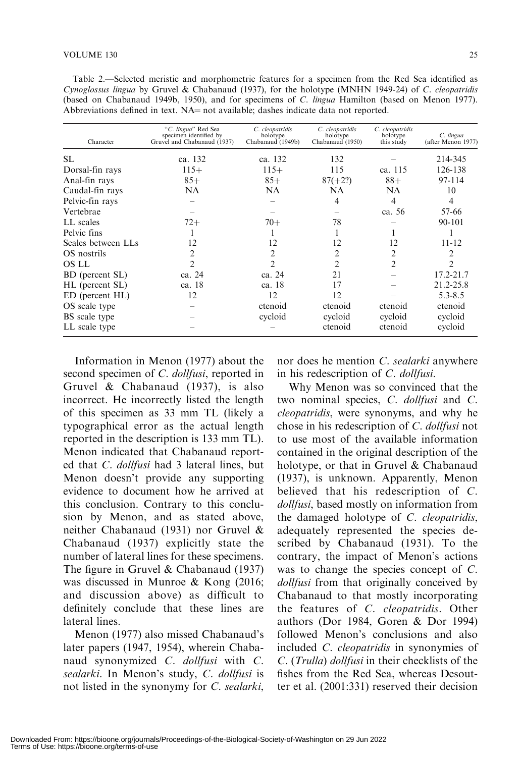Table 2.—Selected meristic and morphometric features for a specimen from the Red Sea identified as *Cynoglossus lingua* by Gruvel & Chabanaud (1937), for the holotype (MNHN 1949-24) of *C. cleopatridis* (based on Chabanaud 1949b, 1950), and for specimens of *C. lingua* Hamilton (based on Menon 1977). Abbreviations defined in text. NA= not available; dashes indicate data not reported.

| Character | "*C. lingua*" Red Sea specimen identified by Gruvel and Chabanaud (1937) | *C. cleopatridis* holotype Chabanaud (1949b) | *C. cleopatridis* holotype Chabanaud (1950) | *C. cleopatridis* holotype this study | *C. lingua* (after Menon 1977) |
|---|---|---|---|---|---|
| SL | ca. 132 | ca. 132 | 132 | – | 214-345 |
| Dorsal-fin rays | 115+ | 115+ | 115 | ca. 115 | 126-138 |
| Anal-fin rays | 85+ | 85+ | 87(+2?) | 88+ | 97-114 |
| Caudal-fin rays | NA | NA | NA | NA | 10 |
| Pelvic-fin rays | – | – | 4 | 4 | 4 |
| Vertebrae | – | – | – | ca. 56 | 57-66 |
| LL scales | 72+ | 70+ | 78 | – | 90-101 |
| Pelvic fins | 1 | 1 | 1 | 1 | 1 |
| Scales between LLs | 12 | 12 | 12 | 12 | 11-12 |
| OS nostrils | 2 | 2 | 2 | 2 | 2 |
| OS LL | 2 | 2 | 2 | 2 | 2 |
| BD (percent SL) | ca. 24 | ca. 24 | 21 | – | 17.2-21.7 |
| HL (percent SL) | ca. 18 | ca. 18 | 17 | – | 21.2-25.8 |
| ED (percent HL) | 12 | 12 | 12 | – | 5.3-8.5 |
| OS scale type | – | ctenoid | ctenoid | ctenoid | ctenoid |
| BS scale type | – | cycloid | cycloid | cycloid | cycloid |
| LL scale type | – | – | ctenoid | ctenoid | cycloid |

Information in Menon (1977) about the second specimen of *C. dollfusi*, reported in Gruvel & Chabanaud (1937), is also incorrect. He incorrectly listed the length of this specimen as 33 mm TL (likely a typographical error as the actual length reported in the description is 133 mm TL). Menon indicated that Chabanaud reported that *C. dollfusi* had 3 lateral lines, but Menon doesn't provide any supporting evidence to document how he arrived at this conclusion. Contrary to this conclusion by Menon, and as stated above, neither Chabanaud (1931) nor Gruvel & Chabanaud (1937) explicitly state the number of lateral lines for these specimens. The figure in Gruvel & Chabanaud (1937) was discussed in Munroe & Kong (2016; and discussion above) as difficult to definitely conclude that these lines are lateral lines.

Menon (1977) also missed Chabanaud's later papers (1947, 1954), wherein Chabanaud synonymized *C. dollfusi* with *C. sealarki*. In Menon's study, *C. dollfusi* is not listed in the synonymy for *C. sealarki*, nor does he mention *C. sealarki* anywhere in his redescription of *C. dollfusi*.

Why Menon was so convinced that the two nominal species, *C. dollfusi* and *C. cleopatridis*, were synonyms, and why he chose in his redescription of *C. dollfusi* not to use most of the available information contained in the original description of the holotype, or that in Gruvel & Chabanaud (1937), is unknown. Apparently, Menon believed that his redescription of *C. dollfusi*, based mostly on information from the damaged holotype of *C. cleopatridis*, adequately represented the species described by Chabanaud (1931). To the contrary, the impact of Menon's actions was to change the species concept of *C. dollfusi* from that originally conceived by Chabanaud to that mostly incorporating the features of *C. cleopatridis*. Other authors (Dor 1984, Goren & Dor 1994) followed Menon's conclusions and also included *C. cleopatridis* in synonymies of *C.* (*Trulla*) *dollfusi* in their checklists of the fishes from the Red Sea, whereas Desoutter et al. (2001:331) reserved their decision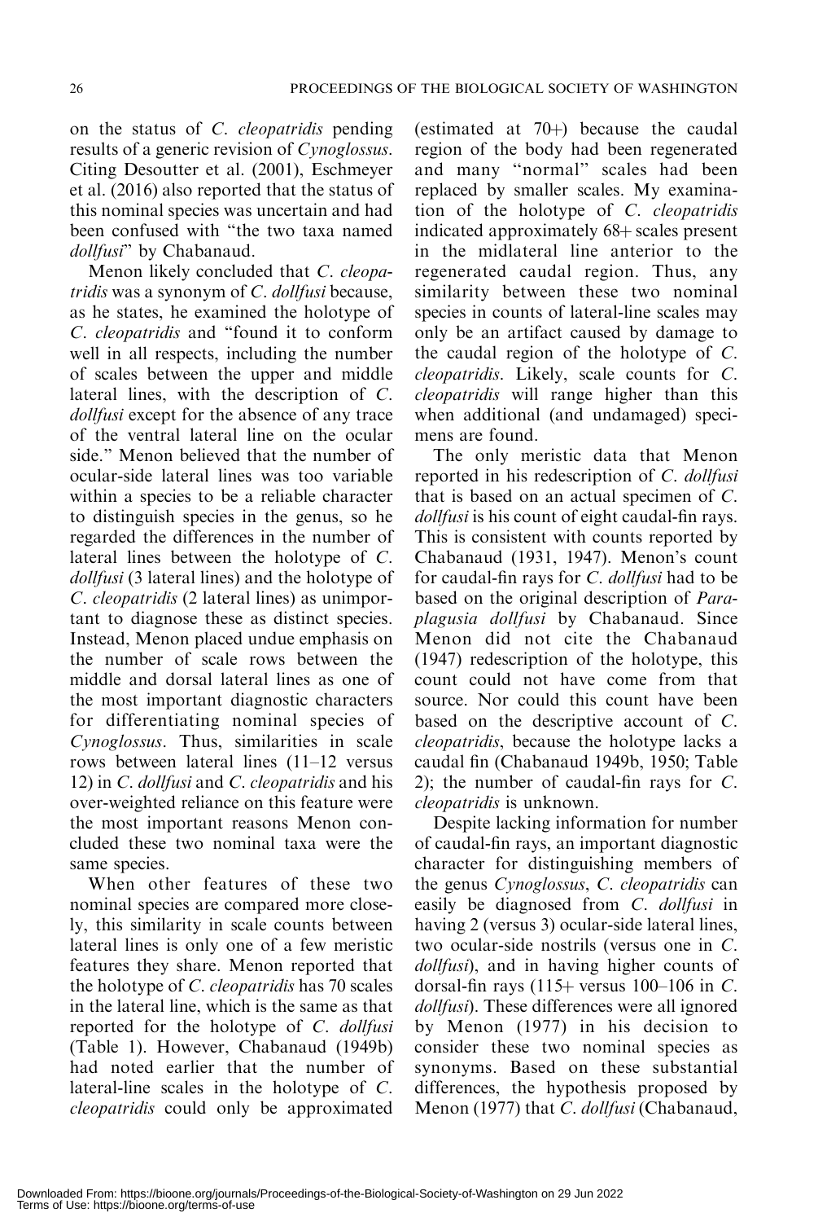on the status of *C. cleopatridis* pending results of a generic revision of *Cynoglossus*. Citing Desoutter et al. (2001), Eschmeyer et al. (2016) also reported that the status of this nominal species was uncertain and had been confused with "the two taxa named *dollfusi*" by Chabanaud.

Menon likely concluded that *C. cleopatridis* was a synonym of *C. dollfusi* because, as he states, he examined the holotype of *C. cleopatridis* and "found it to conform well in all respects, including the number of scales between the upper and middle lateral lines, with the description of *C. dollfusi* except for the absence of any trace of the ventral lateral line on the ocular side." Menon believed that the number of ocular-side lateral lines was too variable within a species to be a reliable character to distinguish species in the genus, so he regarded the differences in the number of lateral lines between the holotype of *C. dollfusi* (3 lateral lines) and the holotype of *C. cleopatridis* (2 lateral lines) as unimportant to diagnose these as distinct species. Instead, Menon placed undue emphasis on the number of scale rows between the middle and dorsal lateral lines as one of the most important diagnostic characters for differentiating nominal species of *Cynoglossus*. Thus, similarities in scale rows between lateral lines (11–12 versus 12) in *C. dollfusi* and *C. cleopatridis* and his over-weighted reliance on this feature were the most important reasons Menon concluded these two nominal taxa were the same species.

When other features of these two nominal species are compared more closely, this similarity in scale counts between lateral lines is only one of a few meristic features they share. Menon reported that the holotype of *C. cleopatridis* has 70 scales in the lateral line, which is the same as that reported for the holotype of *C. dollfusi* (Table 1). However, Chabanaud (1949b) had noted earlier that the number of lateral-line scales in the holotype of *C. cleopatridis* could only be approximated (estimated at 70+) because the caudal region of the body had been regenerated and many "normal" scales had been replaced by smaller scales. My examination of the holotype of *C. cleopatridis* indicated approximately 68+ scales present in the midlateral line anterior to the regenerated caudal region. Thus, any similarity between these two nominal species in counts of lateral-line scales may only be an artifact caused by damage to the caudal region of the holotype of *C. cleopatridis*. Likely, scale counts for *C. cleopatridis* will range higher than this when additional (and undamaged) specimens are found.

The only meristic data that Menon reported in his redescription of *C. dollfusi* that is based on an actual specimen of *C. dollfusi* is his count of eight caudal-fin rays. This is consistent with counts reported by Chabanaud (1931, 1947). Menon's count for caudal-fin rays for *C. dollfusi* had to be based on the original description of *Paraplagusia dollfusi* by Chabanaud. Since Menon did not cite the Chabanaud (1947) redescription of the holotype, this count could not have come from that source. Nor could this count have been based on the descriptive account of *C. cleopatridis*, because the holotype lacks a caudal fin (Chabanaud 1949b, 1950; Table 2); the number of caudal-fin rays for *C. cleopatridis* is unknown.

Despite lacking information for number of caudal-fin rays, an important diagnostic character for distinguishing members of the genus *Cynoglossus*, *C. cleopatridis* can easily be diagnosed from *C. dollfusi* in having 2 (versus 3) ocular-side lateral lines, two ocular-side nostrils (versus one in *C. dollfusi*), and in having higher counts of dorsal-fin rays (115+ versus 100–106 in *C. dollfusi*). These differences were all ignored by Menon (1977) in his decision to consider these two nominal species as synonyms. Based on these substantial differences, the hypothesis proposed by Menon (1977) that *C. dollfusi* (Chabanaud,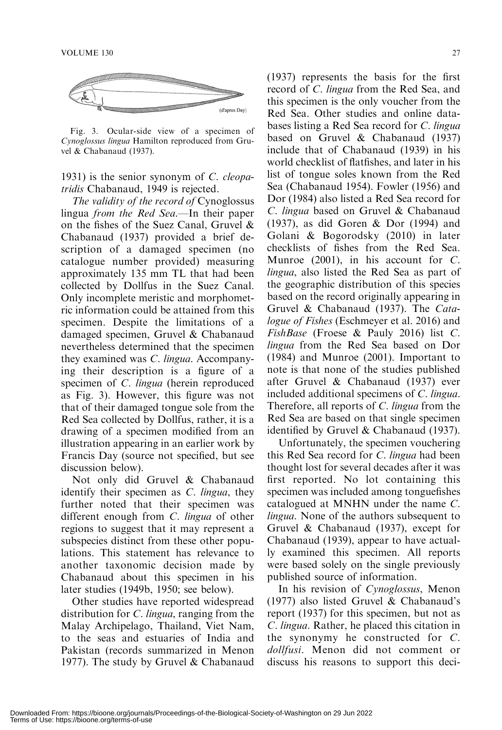Fig. 3. Ocular-side view of a specimen of *Cynoglossus lingua* Hamilton reproduced from Gruvel & Chabanaud (1937).

1931) is the senior synonym of *C. cleopatridis* Chabanaud, 1949 is rejected.

*The validity of the record of* Cynoglossus lingua *from the Red Sea*.—In their paper on the fishes of the Suez Canal, Gruvel & Chabanaud (1937) provided a brief description of a damaged specimen (no catalogue number provided) measuring approximately 135 mm TL that had been collected by Dollfus in the Suez Canal. Only incomplete meristic and morphometric information could be attained from this specimen. Despite the limitations of a damaged specimen, Gruvel & Chabanaud nevertheless determined that the specimen they examined was *C. lingua*. Accompanying their description is a figure of a specimen of *C. lingua* (herein reproduced as Fig. 3). However, this figure was not that of their damaged tongue sole from the Red Sea collected by Dollfus, rather, it is a drawing of a specimen modified from an illustration appearing in an earlier work by Francis Day (source not specified, but see discussion below).

Not only did Gruvel & Chabanaud identify their specimen as *C. lingua*, they further noted that their specimen was different enough from *C. lingua* of other regions to suggest that it may represent a subspecies distinct from these other populations. This statement has relevance to another taxonomic decision made by Chabanaud about this specimen in his later studies (1949b, 1950; see below).

Other studies have reported widespread distribution for *C. lingua*, ranging from the Malay Archipelago, Thailand, Viet Nam, to the seas and estuaries of India and Pakistan (records summarized in Menon 1977). The study by Gruvel & Chabanaud (1937) represents the basis for the first record of *C. lingua* from the Red Sea, and this specimen is the only voucher from the Red Sea. Other studies and online databases listing a Red Sea record for *C. lingua* based on Gruvel & Chabanaud (1937) include that of Chabanaud (1939) in his world checklist of flatfishes, and later in his list of tongue soles known from the Red Sea (Chabanaud 1954). Fowler (1956) and Dor (1984) also listed a Red Sea record for *C. lingua* based on Gruvel & Chabanaud (1937), as did Goren & Dor (1994) and Golani & Bogorodsky (2010) in later checklists of fishes from the Red Sea. Munroe (2001), in his account for *C. lingua*, also listed the Red Sea as part of the geographic distribution of this species based on the record originally appearing in Gruvel & Chabanaud (1937). The *Catalogue of Fishes* (Eschmeyer et al. 2016) and *FishBase* (Froese & Pauly 2016) list *C. lingua* from the Red Sea based on Dor (1984) and Munroe (2001). Important to note is that none of the studies published after Gruvel & Chabanaud (1937) ever included additional specimens of *C. lingua*. Therefore, all reports of *C. lingua* from the Red Sea are based on that single specimen identified by Gruvel & Chabanaud (1937).

Unfortunately, the specimen vouchering this Red Sea record for *C. lingua* had been thought lost for several decades after it was first reported. No lot containing this specimen was included among tonguefishes catalogued at MNHN under the name *C. lingua*. None of the authors subsequent to Gruvel & Chabanaud (1937), except for Chabanaud (1939), appear to have actually examined this specimen. All reports were based solely on the single previously published source of information.

In his revision of *Cynoglossus*, Menon (1977) also listed Gruvel & Chabanaud's report (1937) for this specimen, but not as *C. lingua*. Rather, he placed this citation in the synonymy he constructed for *C. dollfusi*. Menon did not comment or discuss his reasons to support this deci-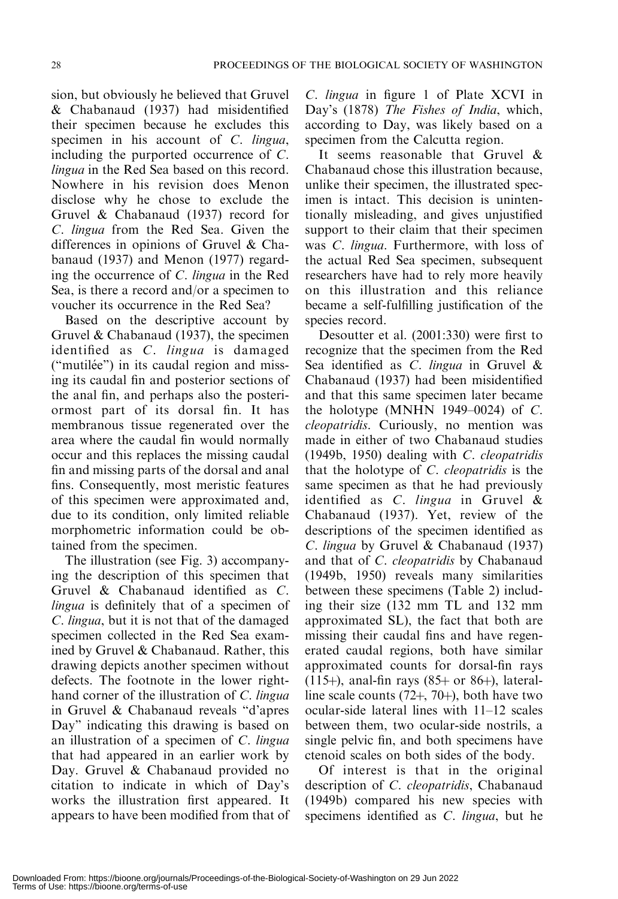sion, but obviously he believed that Gruvel & Chabanaud (1937) had misidentified their specimen because he excludes this specimen in his account of *C. lingua*, including the purported occurrence of *C. lingua* in the Red Sea based on this record. Nowhere in his revision does Menon disclose why he chose to exclude the Gruvel & Chabanaud (1937) record for *C. lingua* from the Red Sea. Given the differences in opinions of Gruvel & Chabanaud (1937) and Menon (1977) regarding the occurrence of *C. lingua* in the Red Sea, is there a record and/or a specimen to voucher its occurrence in the Red Sea?

Based on the descriptive account by Gruvel & Chabanaud (1937), the specimen identified as *C. lingua* is damaged ("mutilée") in its caudal region and missing its caudal fin and posterior sections of the anal fin, and perhaps also the posteriormost part of its dorsal fin. It has membranous tissue regenerated over the area where the caudal fin would normally occur and this replaces the missing caudal fin and missing parts of the dorsal and anal fins. Consequently, most meristic features of this specimen were approximated and, due to its condition, only limited reliable morphometric information could be obtained from the specimen.

The illustration (see Fig. 3) accompanying the description of this specimen that Gruvel & Chabanaud identified as *C. lingua* is definitely that of a specimen of *C. lingua*, but it is not that of the damaged specimen collected in the Red Sea examined by Gruvel & Chabanaud. Rather, this drawing depicts another specimen without defects. The footnote in the lower right-hand corner of the illustration of *C. lingua* in Gruvel & Chabanaud reveals "d'apres Day" indicating this drawing is based on an illustration of a specimen of *C. lingua* that had appeared in an earlier work by Day. Gruvel & Chabanaud provided no citation to indicate in which of Day's works the illustration first appeared. It appears to have been modified from that of *C. lingua* in figure 1 of Plate XCVI in Day's (1878) *The Fishes of India*, which, according to Day, was likely based on a specimen from the Calcutta region.

It seems reasonable that Gruvel & Chabanaud chose this illustration because, unlike their specimen, the illustrated specimen is intact. This decision is unintentionally misleading, and gives unjustified support to their claim that their specimen was *C. lingua*. Furthermore, with loss of the actual Red Sea specimen, subsequent researchers have had to rely more heavily on this illustration and this reliance became a self-fulfilling justification of the species record.

Desoutter et al. (2001:330) were first to recognize that the specimen from the Red Sea identified as *C. lingua* in Gruvel & Chabanaud (1937) had been misidentified and that this same specimen later became the holotype (MNHN 1949–0024) of *C. cleopatridis*. Curiously, no mention was made in either of two Chabanaud studies (1949b, 1950) dealing with *C. cleopatridis* that the holotype of *C. cleopatridis* is the same specimen as that he had previously identified as *C. lingua* in Gruvel & Chabanaud (1937). Yet, review of the descriptions of the specimen identified as *C. lingua* by Gruvel & Chabanaud (1937) and that of *C. cleopatridis* by Chabanaud (1949b, 1950) reveals many similarities between these specimens (Table 2) including their size (132 mm TL and 132 mm approximated SL), the fact that both are missing their caudal fins and have regenerated caudal regions, both have similar approximated counts for dorsal-fin rays (115+), anal-fin rays (85+ or 86+), lateral-line scale counts (72+, 70+), both have two ocular-side lateral lines with 11–12 scales between them, two ocular-side nostrils, a single pelvic fin, and both specimens have ctenoid scales on both sides of the body.

Of interest is that in the original description of *C. cleopatridis*, Chabanaud (1949b) compared his new species with specimens identified as *C. lingua*, but he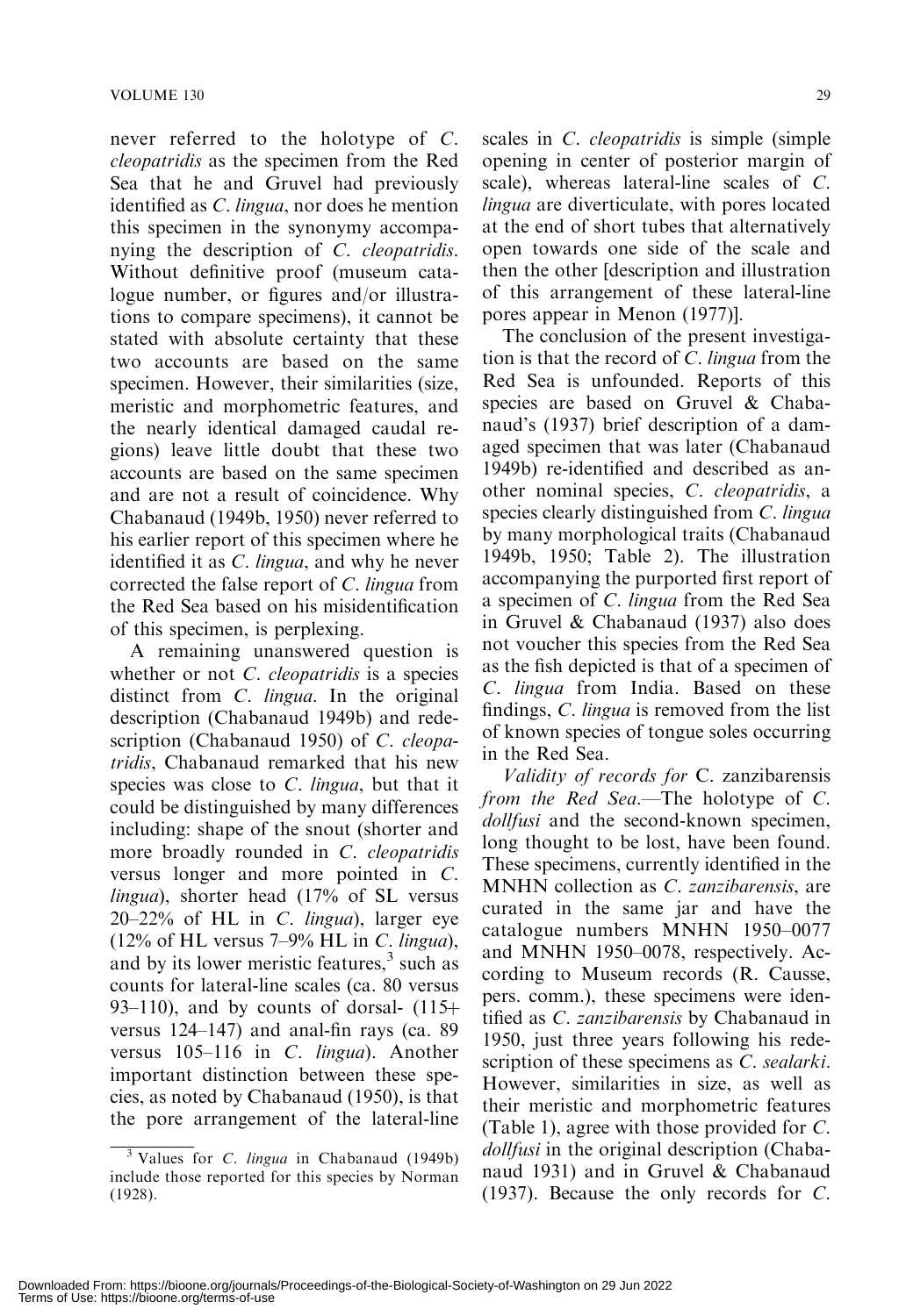never referred to the holotype of *C. cleopatridis* as the specimen from the Red Sea that he and Gruvel had previously identified as *C. lingua*, nor does he mention this specimen in the synonymy accompanying the description of *C. cleopatridis*. Without definitive proof (museum catalogue number, or figures and/or illustrations to compare specimens), it cannot be stated with absolute certainty that these two accounts are based on the same specimen. However, their similarities (size, meristic and morphometric features, and the nearly identical damaged caudal regions) leave little doubt that these two accounts are based on the same specimen and are not a result of coincidence. Why Chabanaud (1949b, 1950) never referred to his earlier report of this specimen where he identified it as *C. lingua*, and why he never corrected the false report of *C. lingua* from the Red Sea based on his misidentification of this specimen, is perplexing.

A remaining unanswered question is whether or not *C. cleopatridis* is a species distinct from *C. lingua*. In the original description (Chabanaud 1949b) and redescription (Chabanaud 1950) of *C. cleopatridis*, Chabanaud remarked that his new species was close to *C. lingua*, but that it could be distinguished by many differences including: shape of the snout (shorter and more broadly rounded in *C. cleopatridis* versus longer and more pointed in *C. lingua*), shorter head (17% of SL versus 20–22% of HL in *C. lingua*), larger eye (12% of HL versus 7–9% HL in *C. lingua*), and by its lower meristic features,[3] such as counts for lateral-line scales (ca. 80 versus 93–110), and by counts of dorsal- (115+ versus 124–147) and anal-fin rays (ca. 89 versus 105–116 in *C. lingua*). Another important distinction between these species, as noted by Chabanaud (1950), is that the pore arrangement of the lateral-line scales in *C. cleopatridis* is simple (simple opening in center of posterior margin of scale), whereas lateral-line scales of *C. lingua* are diverticulate, with pores located at the end of short tubes that alternatively open towards one side of the scale and then the other [description and illustration of this arrangement of these lateral-line pores appear in Menon (1977)].

The conclusion of the present investigation is that the record of *C. lingua* from the Red Sea is unfounded. Reports of this species are based on Gruvel & Chabanaud's (1937) brief description of a damaged specimen that was later (Chabanaud 1949b) re-identified and described as another nominal species, *C. cleopatridis*, a species clearly distinguished from *C. lingua* by many morphological traits (Chabanaud 1949b, 1950; Table 2). The illustration accompanying the purported first report of a specimen of *C. lingua* from the Red Sea in Gruvel & Chabanaud (1937) also does not voucher this species from the Red Sea as the fish depicted is that of a specimen of *C. lingua* from India. Based on these findings, *C. lingua* is removed from the list of known species of tongue soles occurring in the Red Sea.

*Validity of records for* C. zanzibarensis *from the Red Sea*.—The holotype of *C. dollfusi* and the second-known specimen, long thought to be lost, have been found. These specimens, currently identified in the MNHN collection as *C. zanzibarensis*, are curated in the same jar and have the catalogue numbers MNHN 1950–0077 and MNHN 1950–0078, respectively. According to Museum records (R. Causse, pers. comm.), these specimens were identified as *C. zanzibarensis* by Chabanaud in 1950, just three years following his redescription of these specimens as *C. sealarki*. However, similarities in size, as well as their meristic and morphometric features (Table 1), agree with those provided for *C. dollfusi* in the original description (Chabanaud 1931) and in Gruvel & Chabanaud (1937). Because the only records for *C.*

[3] Values for *C. lingua* in Chabanaud (1949b) include those reported for this species by Norman (1928).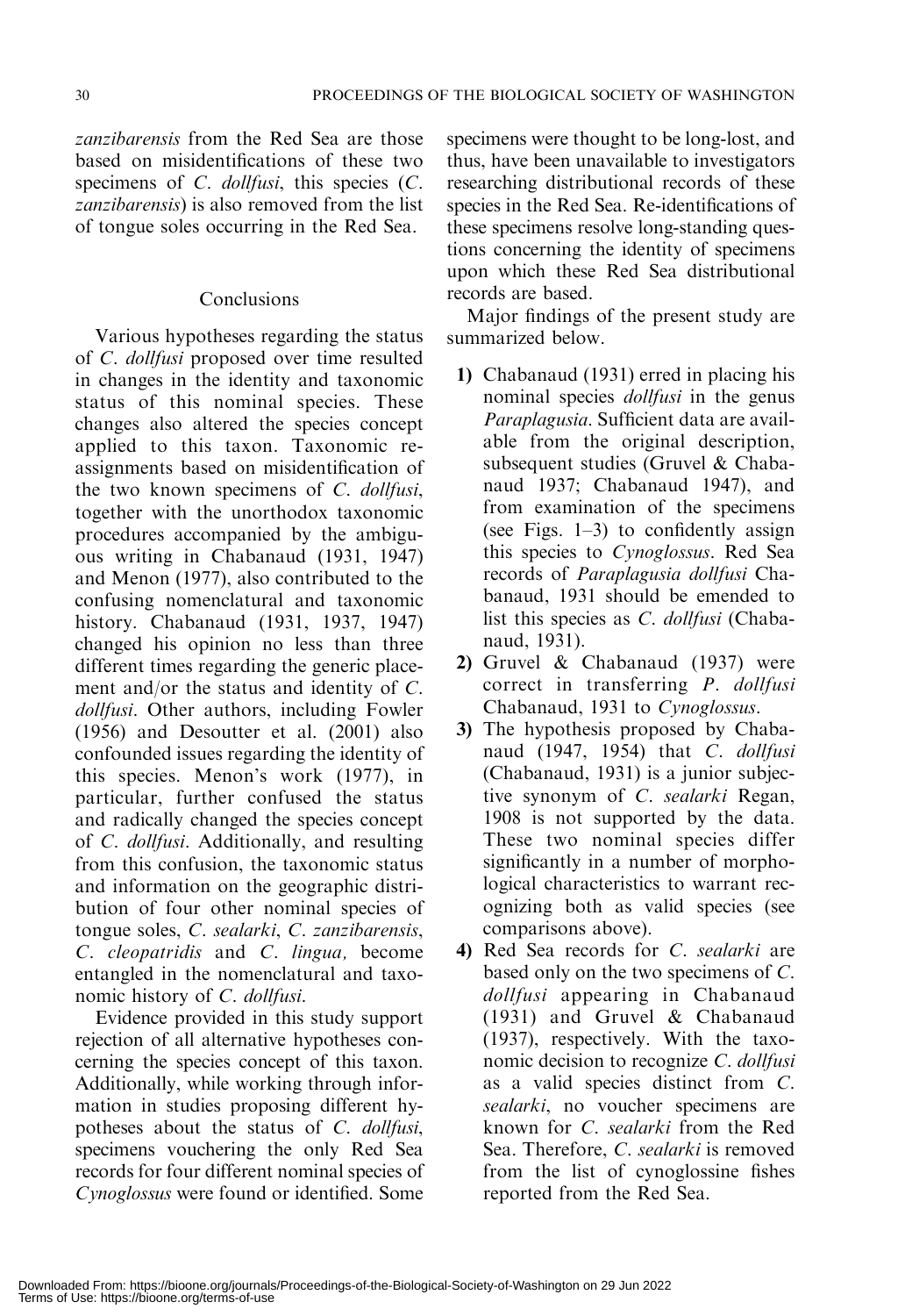*zanzibarensis* from the Red Sea are those based on misidentifications of these two specimens of *C. dollfusi*, this species (*C. zanzibarensis*) is also removed from the list of tongue soles occurring in the Red Sea.

## Conclusions

Various hypotheses regarding the status of *C. dollfusi* proposed over time resulted in changes in the identity and taxonomic status of this nominal species. These changes also altered the species concept applied to this taxon. Taxonomic reassignments based on misidentification of the two known specimens of *C. dollfusi*, together with the unorthodox taxonomic procedures accompanied by the ambiguous writing in Chabanaud (1931, 1947) and Menon (1977), also contributed to the confusing nomenclatural and taxonomic history. Chabanaud (1931, 1937, 1947) changed his opinion no less than three different times regarding the generic placement and/or the status and identity of *C. dollfusi*. Other authors, including Fowler (1956) and Desoutter et al. (2001) also confounded issues regarding the identity of this species. Menon's work (1977), in particular, further confused the status and radically changed the species concept of *C. dollfusi*. Additionally, and resulting from this confusion, the taxonomic status and information on the geographic distribution of four other nominal species of tongue soles, *C. sealarki*, *C. zanzibarensis*, *C. cleopatridis* and *C. lingua,* become entangled in the nomenclatural and taxonomic history of *C. dollfusi*.

Evidence provided in this study support rejection of all alternative hypotheses concerning the species concept of this taxon. Additionally, while working through information in studies proposing different hypotheses about the status of *C. dollfusi*, specimens vouchering the only Red Sea records for four different nominal species of *Cynoglossus* were found or identified. Some specimens were thought to be long-lost, and thus, have been unavailable to investigators researching distributional records of these species in the Red Sea. Re-identifications of these specimens resolve long-standing questions concerning the identity of specimens upon which these Red Sea distributional records are based.

Major findings of the present study are summarized below.

1) Chabanaud (1931) erred in placing his nominal species *dollfusi* in the genus *Paraplagusia*. Sufficient data are available from the original description, subsequent studies (Gruvel & Chabanaud 1937; Chabanaud 1947), and from examination of the specimens (see Figs. 1–3) to confidently assign this species to *Cynoglossus*. Red Sea records of *Paraplagusia dollfusi* Chabanaud, 1931 should be emended to list this species as *C. dollfusi* (Chabanaud, 1931).
2) Gruvel & Chabanaud (1937) were correct in transferring *P. dollfusi* Chabanaud, 1931 to *Cynoglossus*.
3) The hypothesis proposed by Chabanaud (1947, 1954) that *C. dollfusi* (Chabanaud, 1931) is a junior subjective synonym of *C. sealarki* Regan, 1908 is not supported by the data. These two nominal species differ significantly in a number of morphological characteristics to warrant recognizing both as valid species (see comparisons above).
4) Red Sea records for *C. sealarki* are based only on the two specimens of *C. dollfusi* appearing in Chabanaud (1931) and Gruvel & Chabanaud (1937), respectively. With the taxonomic decision to recognize *C. dollfusi* as a valid species distinct from *C. sealarki*, no voucher specimens are known for *C. sealarki* from the Red Sea. Therefore, *C. sealarki* is removed from the list of cynoglossine fishes reported from the Red Sea.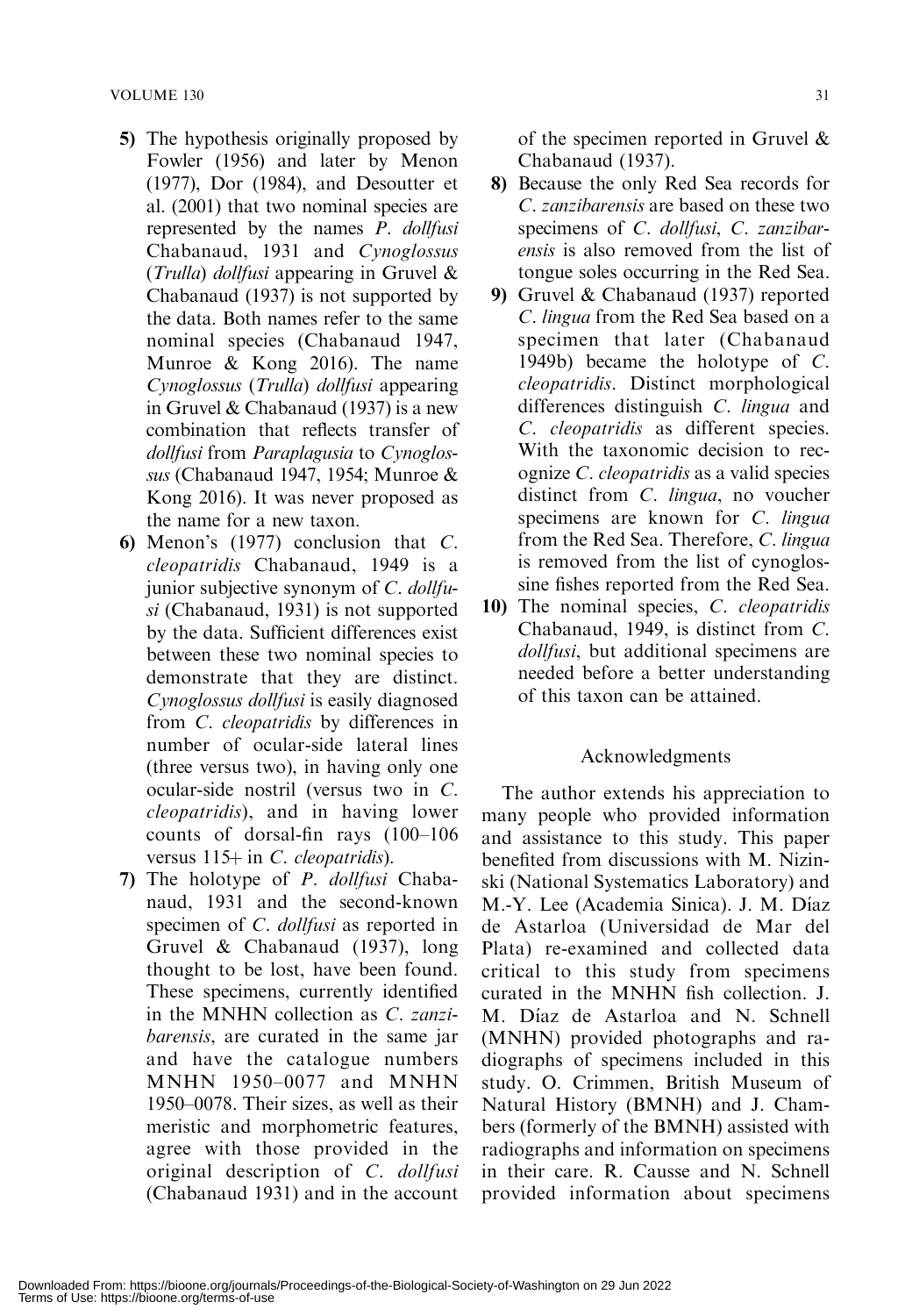**5)** The hypothesis originally proposed by Fowler (1956) and later by Menon (1977), Dor (1984), and Desoutter et al. (2001) that two nominal species are represented by the names *P. dollfusi* Chabanaud, 1931 and *Cynoglossus* (*Trulla*) *dollfusi* appearing in Gruvel & Chabanaud (1937) is not supported by the data. Both names refer to the same nominal species (Chabanaud 1947, Munroe & Kong 2016). The name *Cynoglossus* (*Trulla*) *dollfusi* appearing in Gruvel & Chabanaud (1937) is a new combination that reflects transfer of *dollfusi* from *Paraplagusia* to *Cynoglossus* (Chabanaud 1947, 1954; Munroe & Kong 2016). It was never proposed as the name for a new taxon.

**6)** Menon's (1977) conclusion that *C. cleopatridis* Chabanaud, 1949 is a junior subjective synonym of *C. dollfusi* (Chabanaud, 1931) is not supported by the data. Sufficient differences exist between these two nominal species to demonstrate that they are distinct. *Cynoglossus dollfusi* is easily diagnosed from *C. cleopatridis* by differences in number of ocular-side lateral lines (three versus two), in having only one ocular-side nostril (versus two in *C. cleopatridis*), and in having lower counts of dorsal-fin rays (100–106 versus 115+ in *C. cleopatridis*).

**7)** The holotype of *P. dollfusi* Chabanaud, 1931 and the second-known specimen of *C. dollfusi* as reported in Gruvel & Chabanaud (1937), long thought to be lost, have been found. These specimens, currently identified in the MNHN collection as *C. zanzibarensis*, are curated in the same jar and have the catalogue numbers MNHN 1950–0077 and MNHN 1950–0078. Their sizes, as well as their meristic and morphometric features, agree with those provided in the original description of *C. dollfusi* (Chabanaud 1931) and in the account of the specimen reported in Gruvel & Chabanaud (1937).

**8)** Because the only Red Sea records for *C. zanzibarensis* are based on these two specimens of *C. dollfusi*, *C. zanzibarensis* is also removed from the list of tongue soles occurring in the Red Sea.

**9)** Gruvel & Chabanaud (1937) reported *C. lingua* from the Red Sea based on a specimen that later (Chabanaud 1949b) became the holotype of *C. cleopatridis*. Distinct morphological differences distinguish *C. lingua* and *C. cleopatridis* as different species. With the taxonomic decision to recognize *C. cleopatridis* as a valid species distinct from *C. lingua*, no voucher specimens are known for *C. lingua* from the Red Sea. Therefore, *C. lingua* is removed from the list of cynoglossine fishes reported from the Red Sea.

**10)** The nominal species, *C. cleopatridis* Chabanaud, 1949, is distinct from *C. dollfusi*, but additional specimens are needed before a better understanding of this taxon can be attained.

## Acknowledgments

The author extends his appreciation to many people who provided information and assistance to this study. This paper benefited from discussions with M. Nizinski (National Systematics Laboratory) and M.-Y. Lee (Academia Sinica). J. M. Díaz de Astarloa (Universidad de Mar del Plata) re-examined and collected data critical to this study from specimens curated in the MNHN fish collection. J. M. Díaz de Astarloa and N. Schnell (MNHN) provided photographs and radiographs of specimens included in this study. O. Crimmen, British Museum of Natural History (BMNH) and J. Chambers (formerly of the BMNH) assisted with radiographs and information on specimens in their care. R. Causse and N. Schnell provided information about specimens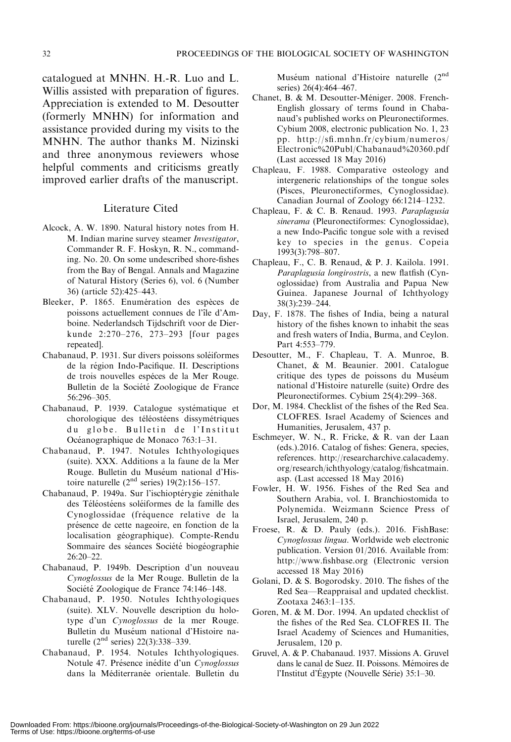catalogued at MNHN. H.-R. Luo and L. Willis assisted with preparation of figures. Appreciation is extended to M. Desoutter (formerly MNHN) for information and assistance provided during my visits to the MNHN. The author thanks M. Nizinski and three anonymous reviewers whose helpful comments and criticisms greatly improved earlier drafts of the manuscript.

## Literature Cited

Alcock, A. W. 1890. Natural history notes from H. M. Indian marine survey steamer *Investigator*, Commander R. F. Hoskyn, R. N., commanding. No. 20. On some undescribed shore-fishes from the Bay of Bengal. Annals and Magazine of Natural History (Series 6), vol. 6 (Number 36) (article 52):425–443.

Bleeker, P. 1865. Enumération des espèces de poissons actuellement connues de l'île d'Amboine. Nederlandsch Tijdschrift voor de Dierkunde 2:270–276, 273–293 [four pages repeated].

Chabanaud, P. 1931. Sur divers poissons soléiformes de la région Indo-Pacifique. II. Descriptions de trois nouvelles espéces de la Mer Rouge. Bulletin de la Société Zoologique de France 56:296–305.

Chabanaud, P. 1939. Catalogue systématique et chorologique des téléostéens dissymétriques du globe. Bulletin de l'Institut Océanographique de Monaco 763:1–31.

Chabanaud, P. 1947. Notules Ichthyologiques (suite). XXX. Additions a la faune de la Mer Rouge. Bulletin du Muséum national d'Histoire naturelle (2nd series) 19(2):156–157.

Chabanaud, P. 1949a. Sur l'ischioptérygie zénithale des Téléostéens soléiformes de la famille des Cynoglossidae (fréquence relative de la présence de cette nageoire, en fonction de la localisation géographique). Compte-Rendu Sommaire des séances Société biogéographie 26:20–22.

Chabanaud, P. 1949b. Description d'un nouveau *Cynoglossus* de la Mer Rouge. Bulletin de la Société Zoologique de France 74:146–148.

Chabanaud, P. 1950. Notules Ichthyologiques (suite). XLV. Nouvelle description du holotype d'un *Cynoglossus* de la mer Rouge. Bulletin du Muséum national d'Histoire naturelle (2nd series) 22(3):338–339.

Chabanaud, P. 1954. Notules Ichthyologiques. Notule 47. Présence inédite d'un *Cynoglossus* dans la Méditerranée orientale. Bulletin du Muséum national d'Histoire naturelle (2nd series) 26(4):464–467.

Chanet, B. & M. Desoutter-Méniger. 2008. French-English glossary of terms found in Chabanaud's published works on Pleuronectiformes. Cybium 2008, electronic publication No. 1, 23 pp. http://sfi.mnhn.fr/cybium/numeros/Electronic%20Publ/Chabanaud%20360.pdf (Last accessed 18 May 2016)

Chapleau, F. 1988. Comparative osteology and intergeneric relationships of the tongue soles (Pisces, Pleuronectiformes, Cynoglossidae). Canadian Journal of Zoology 66:1214–1232.

Chapleau, F. & C. B. Renaud. 1993. *Paraplagusia sinerama* (Pleuronectiformes: Cynoglossidae), a new Indo-Pacific tongue sole with a revised key to species in the genus. Copeia 1993(3):798–807.

Chapleau, F., C. B. Renaud, & P. J. Kailola. 1991. *Paraplagusia longirostris*, a new flatfish (Cynoglossidae) from Australia and Papua New Guinea. Japanese Journal of Ichthyology 38(3):239–244.

Day, F. 1878. The fishes of India, being a natural history of the fishes known to inhabit the seas and fresh waters of India, Burma, and Ceylon. Part 4:553–779.

Desoutter, M., F. Chapleau, T. A. Munroe, B. Chanet, & M. Beaunier. 2001. Catalogue critique des types de poissons du Muséum national d'Histoire naturelle (suite) Ordre des Pleuronectiformes. Cybium 25(4):299–368.

Dor, M. 1984. Checklist of the fishes of the Red Sea. CLOFRES. Israel Academy of Sciences and Humanities, Jerusalem, 437 p.

Eschmeyer, W. N., R. Fricke, & R. van der Laan (eds.).2016. Catalog of fishes: Genera, species, references. http://researcharchive.calacademy.org/research/ichthyology/catalog/fishcatmain.asp. (Last accessed 18 May 2016)

Fowler, H. W. 1956. Fishes of the Red Sea and Southern Arabia, vol. I. Branchiostomida to Polynemida. Weizmann Science Press of Israel, Jerusalem, 240 p.

Froese, R. & D. Pauly (eds.). 2016. FishBase: *Cynoglossus lingua*. Worldwide web electronic publication. Version 01/2016. Available from: http://www.fishbase.org (Electronic version accessed 18 May 2016)

Golani, D. & S. Bogorodsky. 2010. The fishes of the Red Sea—Reappraisal and updated checklist. Zootaxa 2463:1–135.

Goren, M. & M. Dor. 1994. An updated checklist of the fishes of the Red Sea. CLOFRES II. The Israel Academy of Sciences and Humanities, Jerusalem, 120 p.

Gruvel, A. & P. Chabanaud. 1937. Missions A. Gruvel dans le canal de Suez. II. Poissons. Mémoires de l'Institut d'Égypte (Nouvelle Série) 35:1–30.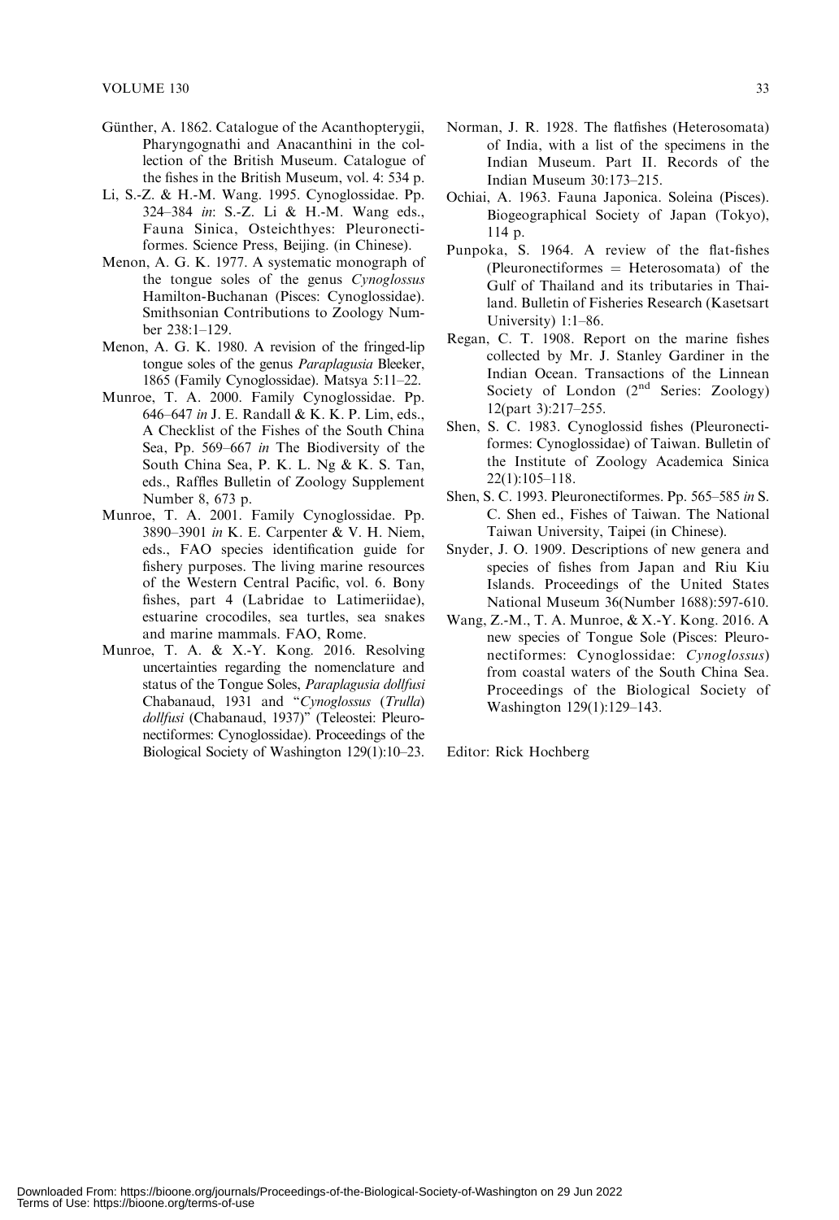Günther, A. 1862. Catalogue of the Acanthopterygii, Pharyngognathi and Anacanthini in the collection of the British Museum. Catalogue of the fishes in the British Museum, vol. 4: 534 p.

Li, S.-Z. & H.-M. Wang. 1995. Cynoglossidae. Pp. 324–384 *in*: S.-Z. Li & H.-M. Wang eds., Fauna Sinica, Osteichthyes: Pleuronectiformes. Science Press, Beijing. (in Chinese).

Menon, A. G. K. 1977. A systematic monograph of the tongue soles of the genus *Cynoglossus* Hamilton-Buchanan (Pisces: Cynoglossidae). Smithsonian Contributions to Zoology Number 238:1–129.

Menon, A. G. K. 1980. A revision of the fringed-lip tongue soles of the genus *Paraplagusia* Bleeker, 1865 (Family Cynoglossidae). Matsya 5:11–22.

Munroe, T. A. 2000. Family Cynoglossidae. Pp. 646–647 *in* J. E. Randall & K. K. P. Lim, eds., A Checklist of the Fishes of the South China Sea, Pp. 569–667 *in* The Biodiversity of the South China Sea, P. K. L. Ng & K. S. Tan, eds., Raffles Bulletin of Zoology Supplement Number 8, 673 p.

Munroe, T. A. 2001. Family Cynoglossidae. Pp. 3890–3901 *in* K. E. Carpenter & V. H. Niem, eds., FAO species identification guide for fishery purposes. The living marine resources of the Western Central Pacific, vol. 6. Bony fishes, part 4 (Labridae to Latimeriidae), estuarine crocodiles, sea turtles, sea snakes and marine mammals. FAO, Rome.

Munroe, T. A. & X.-Y. Kong. 2016. Resolving uncertainties regarding the nomenclature and status of the Tongue Soles, *Paraplagusia dollfusi* Chabanaud, 1931 and "*Cynoglossus* (*Trulla*) *dollfusi* (Chabanaud, 1937)" (Teleostei: Pleuronectiformes: Cynoglossidae). Proceedings of the Biological Society of Washington 129(1):10–23.

Norman, J. R. 1928. The flatfishes (Heterosomata) of India, with a list of the specimens in the Indian Museum. Part II. Records of the Indian Museum 30:173–215.

Ochiai, A. 1963. Fauna Japonica. Soleina (Pisces). Biogeographical Society of Japan (Tokyo), 114 p.

Punpoka, S. 1964. A review of the flat-fishes (Pleuronectiformes = Heterosomata) of the Gulf of Thailand and its tributaries in Thailand. Bulletin of Fisheries Research (Kasetsart University) 1:1–86.

Regan, C. T. 1908. Report on the marine fishes collected by Mr. J. Stanley Gardiner in the Indian Ocean. Transactions of the Linnean Society of London (2nd Series: Zoology) 12(part 3):217–255.

Shen, S. C. 1983. Cynoglossid fishes (Pleuronectiformes: Cynoglossidae) of Taiwan. Bulletin of the Institute of Zoology Academica Sinica 22(1):105–118.

Shen, S. C. 1993. Pleuronectiformes. Pp. 565–585 *in* S. C. Shen ed., Fishes of Taiwan. The National Taiwan University, Taipei (in Chinese).

Snyder, J. O. 1909. Descriptions of new genera and species of fishes from Japan and Riu Kiu Islands. Proceedings of the United States National Museum 36(Number 1688):597-610.

Wang, Z.-M., T. A. Munroe, & X.-Y. Kong. 2016. A new species of Tongue Sole (Pisces: Pleuronectiformes: Cynoglossidae: *Cynoglossus*) from coastal waters of the South China Sea. Proceedings of the Biological Society of Washington 129(1):129–143.

Editor: Rick Hochberg